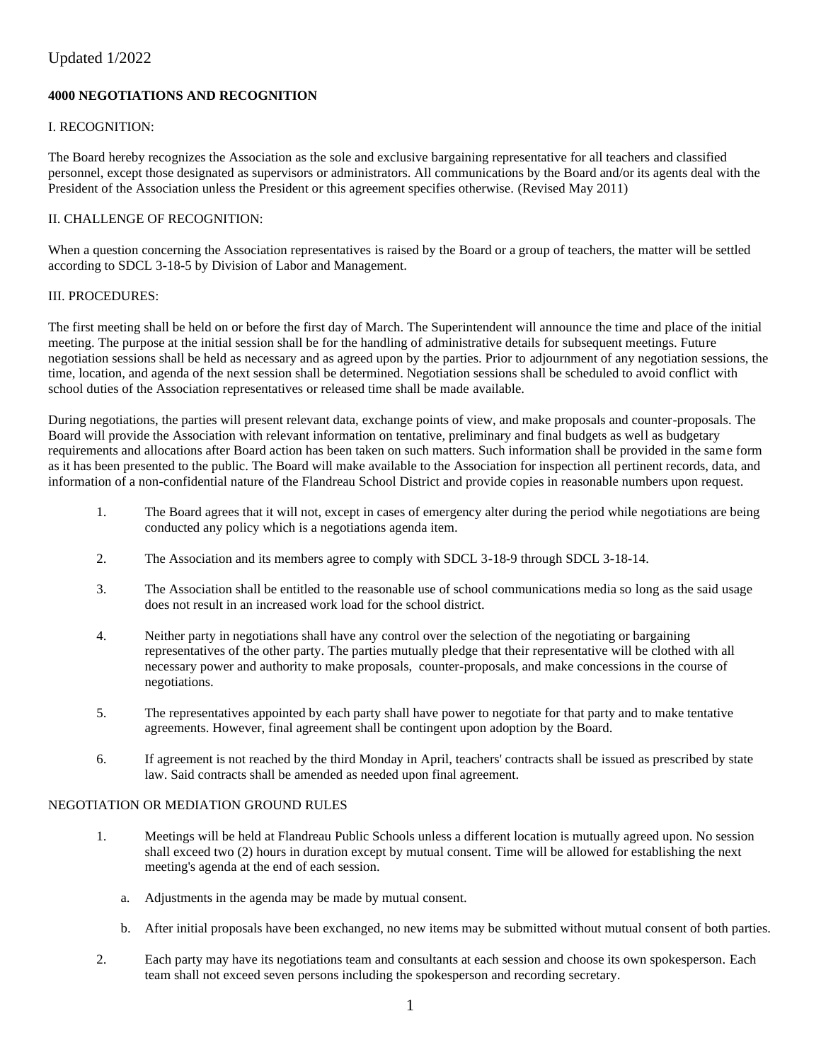Updated 1/2022

**4000 NEGOTIATIONS AND RECOGNITION**

I. RECOGNITION:

The Board hereby recognizes the Association as the sole and exclusive bargaining representative for all teachers and classified personnel, except those designated as supervisors or administrators. All communications by the Board and/or its agents deal with the President of the Association unless the President or this agreement specifies otherwise. (Revised May 2011)

II. CHALLENGE OF RECOGNITION:

When a question concerning the Association representatives is raised by the Board or a group of teachers, the matter will be settled according to SDCL 3-18-5 by Division of Labor and Management.

III. PROCEDURES:

The first meeting shall be held on or before the first day of March. The Superintendent will announce the time and place of the initial meeting. The purpose at the initial session shall be for the handling of administrative details for subsequent meetings. Future negotiation sessions shall be held as necessary and as agreed upon by the parties. Prior to adjournment of any negotiation sessions, the time, location, and agenda of the next session shall be determined. Negotiation sessions shall be scheduled to avoid conflict with school duties of the Association representatives or released time shall be made available.

During negotiations, the parties will present relevant data, exchange points of view, and make proposals and counter-proposals. The Board will provide the Association with relevant information on tentative, preliminary and final budgets as well as budgetary requirements and allocations after Board action has been taken on such matters. Such information shall be provided in the same form as it has been presented to the public. The Board will make available to the Association for inspection all pertinent records, data, and information of a non-confidential nature of the Flandreau School District and provide copies in reasonable numbers upon request.

1. The Board agrees that it will not, except in cases of emergency alter during the period while negotiations are being conducted any policy which is a negotiations agenda item.

2. The Association and its members agree to comply with SDCL 3-18-9 through SDCL 3-18-14.

3. The Association shall be entitled to the reasonable use of school communications media so long as the said usage does not result in an increased work load for the school district.

4. Neither party in negotiations shall have any control over the selection of the negotiating or bargaining representatives of the other party. The parties mutually pledge that their representative will be clothed with all necessary power and authority to make proposals, counter-proposals, and make concessions in the course of negotiations.

5. The representatives appointed by each party shall have power to negotiate for that party and to make tentative agreements. However, final agreement shall be contingent upon adoption by the Board.

6. If agreement is not reached by the third Monday in April, teachers' contracts shall be issued as prescribed by state law. Said contracts shall be amended as needed upon final agreement.

NEGOTIATION OR MEDIATION GROUND RULES

1. Meetings will be held at Flandreau Public Schools unless a different location is mutually agreed upon. No session shall exceed two (2) hours in duration except by mutual consent. Time will be allowed for establishing the next meeting's agenda at the end of each session.

   a. Adjustments in the agenda may be made by mutual consent.

   b. After initial proposals have been exchanged, no new items may be submitted without mutual consent of both parties.

2. Each party may have its negotiations team and consultants at each session and choose its own spokesperson. Each team shall not exceed seven persons including the spokesperson and recording secretary.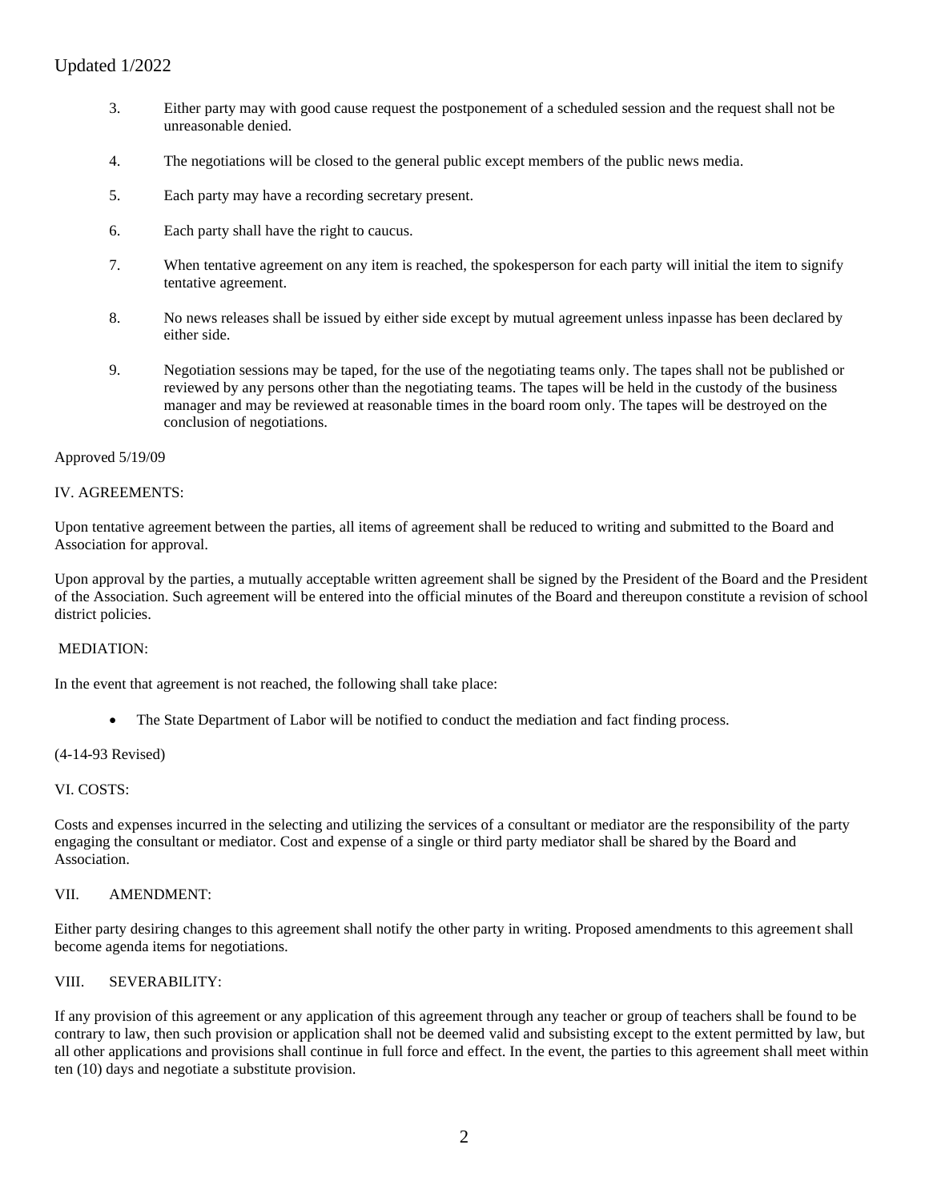3. Either party may with good cause request the postponement of a scheduled session and the request shall not be unreasonable denied.

4. The negotiations will be closed to the general public except members of the public news media.

5. Each party may have a recording secretary present.

6. Each party shall have the right to caucus.

7. When tentative agreement on any item is reached, the spokesperson for each party will initial the item to signify tentative agreement.

8. No news releases shall be issued by either side except by mutual agreement unless inpasse has been declared by either side.

9. Negotiation sessions may be taped, for the use of the negotiating teams only. The tapes shall not be published or reviewed by any persons other than the negotiating teams. The tapes will be held in the custody of the business manager and may be reviewed at reasonable times in the board room only. The tapes will be destroyed on the conclusion of negotiations.

Approved 5/19/09

IV. AGREEMENTS:

Upon tentative agreement between the parties, all items of agreement shall be reduced to writing and submitted to the Board and Association for approval.

Upon approval by the parties, a mutually acceptable written agreement shall be signed by the President of the Board and the President of the Association. Such agreement will be entered into the official minutes of the Board and thereupon constitute a revision of school district policies.

MEDIATION:

In the event that agreement is not reached, the following shall take place:

- The State Department of Labor will be notified to conduct the mediation and fact finding process.

(4-14-93 Revised)

VI. COSTS:

Costs and expenses incurred in the selecting and utilizing the services of a consultant or mediator are the responsibility of the party engaging the consultant or mediator. Cost and expense of a single or third party mediator shall be shared by the Board and Association.

VII. AMENDMENT:

Either party desiring changes to this agreement shall notify the other party in writing. Proposed amendments to this agreement shall become agenda items for negotiations.

VIII. SEVERABILITY:

If any provision of this agreement or any application of this agreement through any teacher or group of teachers shall be found to be contrary to law, then such provision or application shall not be deemed valid and subsisting except to the extent permitted by law, but all other applications and provisions shall continue in full force and effect. In the event, the parties to this agreement shall meet within ten (10) days and negotiate a substitute provision.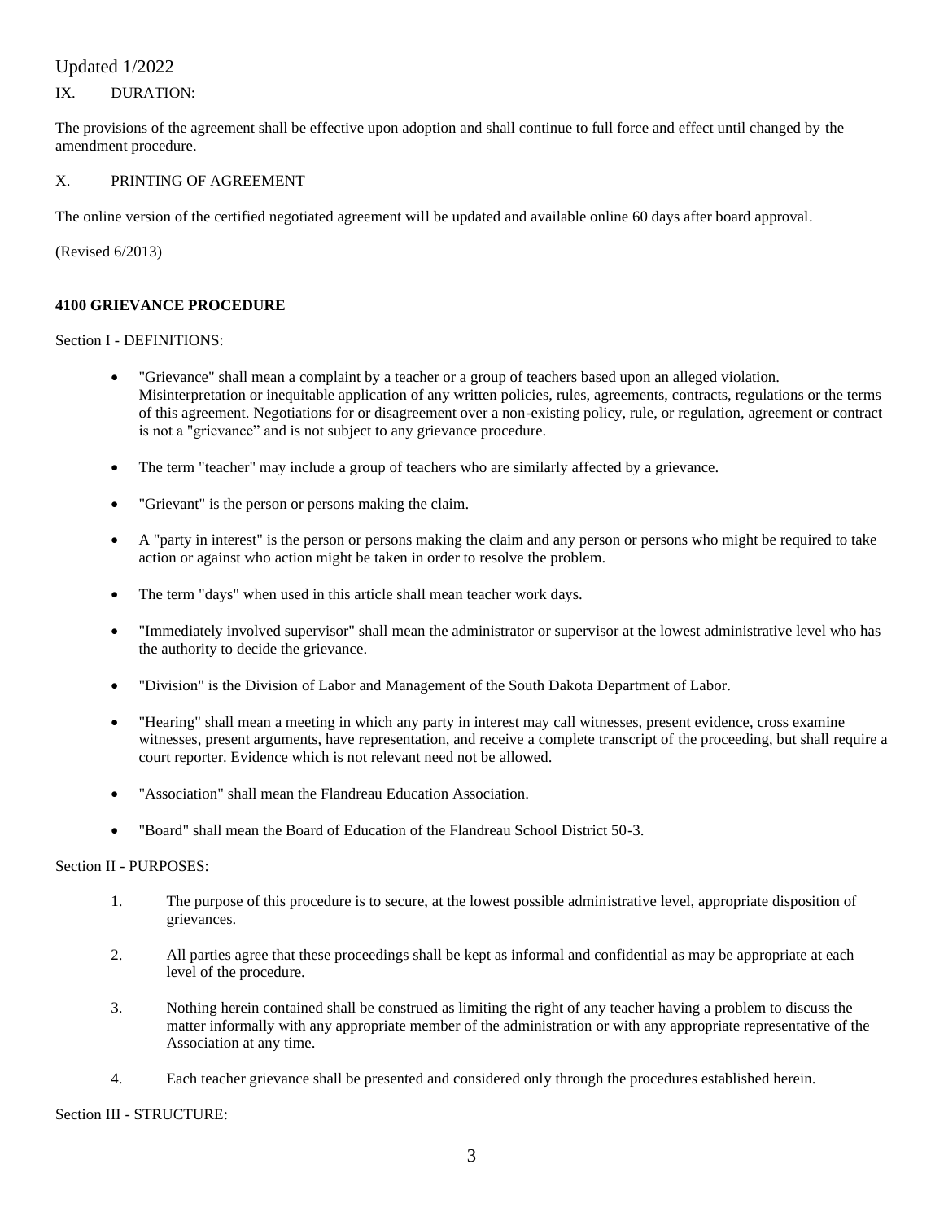Updated 1/2022

IX. DURATION:

The provisions of the agreement shall be effective upon adoption and shall continue to full force and effect until changed by the amendment procedure.

X. PRINTING OF AGREEMENT

The online version of the certified negotiated agreement will be updated and available online 60 days after board approval.

(Revised 6/2013)

**4100 GRIEVANCE PROCEDURE**

Section I - DEFINITIONS:

- "Grievance" shall mean a complaint by a teacher or a group of teachers based upon an alleged violation. Misinterpretation or inequitable application of any written policies, rules, agreements, contracts, regulations or the terms of this agreement. Negotiations for or disagreement over a non-existing policy, rule, or regulation, agreement or contract is not a "grievance" and is not subject to any grievance procedure.
- The term "teacher" may include a group of teachers who are similarly affected by a grievance.
- "Grievant" is the person or persons making the claim.
- A "party in interest" is the person or persons making the claim and any person or persons who might be required to take action or against who action might be taken in order to resolve the problem.
- The term "days" when used in this article shall mean teacher work days.
- "Immediately involved supervisor" shall mean the administrator or supervisor at the lowest administrative level who has the authority to decide the grievance.
- "Division" is the Division of Labor and Management of the South Dakota Department of Labor.
- "Hearing" shall mean a meeting in which any party in interest may call witnesses, present evidence, cross examine witnesses, present arguments, have representation, and receive a complete transcript of the proceeding, but shall require a court reporter. Evidence which is not relevant need not be allowed.
- "Association" shall mean the Flandreau Education Association.
- "Board" shall mean the Board of Education of the Flandreau School District 50-3.

Section II - PURPOSES:

1. The purpose of this procedure is to secure, at the lowest possible administrative level, appropriate disposition of grievances.
2. All parties agree that these proceedings shall be kept as informal and confidential as may be appropriate at each level of the procedure.
3. Nothing herein contained shall be construed as limiting the right of any teacher having a problem to discuss the matter informally with any appropriate member of the administration or with any appropriate representative of the Association at any time.
4. Each teacher grievance shall be presented and considered only through the procedures established herein.

Section III - STRUCTURE: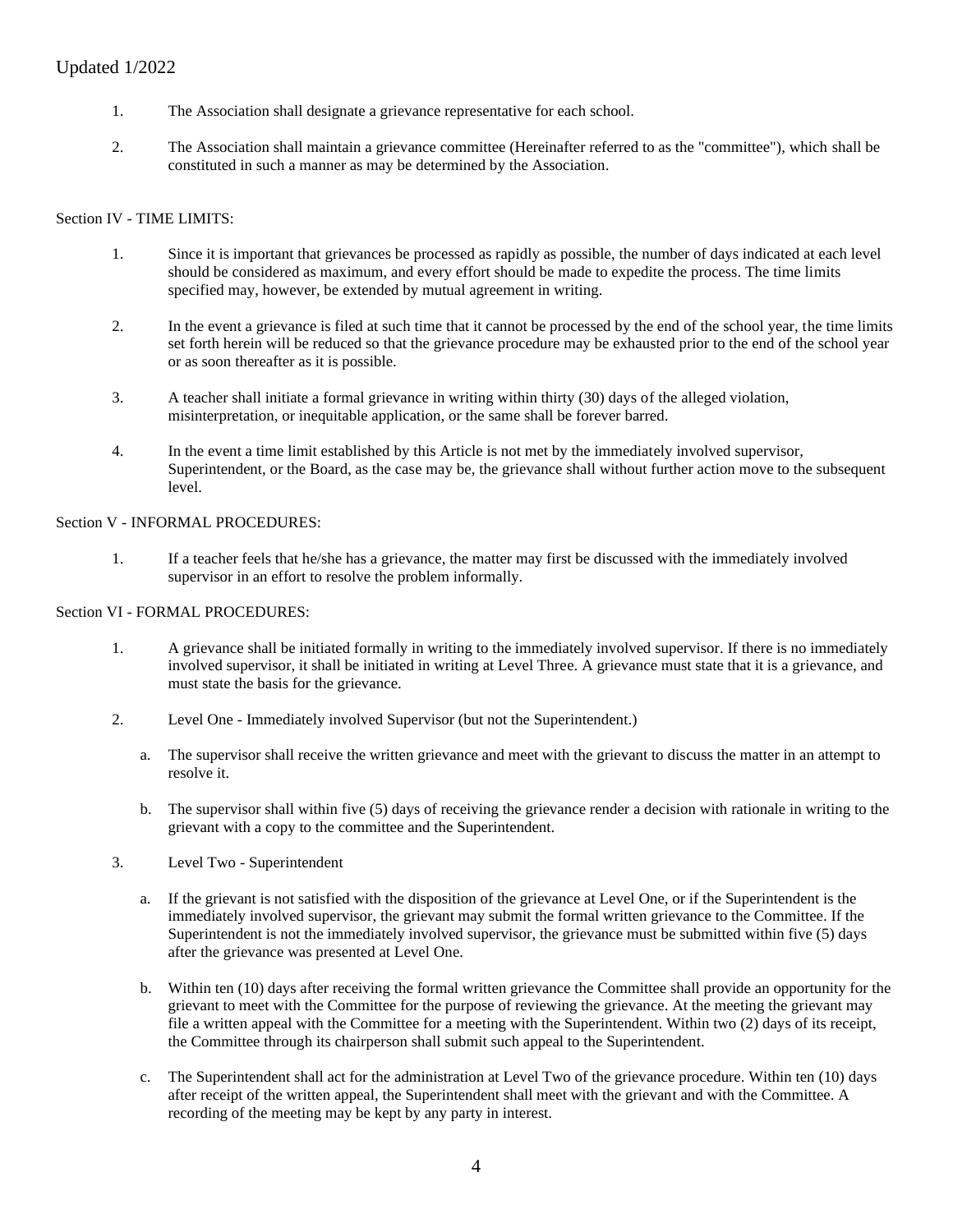1. The Association shall designate a grievance representative for each school.

2. The Association shall maintain a grievance committee (Hereinafter referred to as the "committee"), which shall be constituted in such a manner as may be determined by the Association.

Section IV - TIME LIMITS:

1. Since it is important that grievances be processed as rapidly as possible, the number of days indicated at each level should be considered as maximum, and every effort should be made to expedite the process. The time limits specified may, however, be extended by mutual agreement in writing.

2. In the event a grievance is filed at such time that it cannot be processed by the end of the school year, the time limits set forth herein will be reduced so that the grievance procedure may be exhausted prior to the end of the school year or as soon thereafter as it is possible.

3. A teacher shall initiate a formal grievance in writing within thirty (30) days of the alleged violation, misinterpretation, or inequitable application, or the same shall be forever barred.

4. In the event a time limit established by this Article is not met by the immediately involved supervisor, Superintendent, or the Board, as the case may be, the grievance shall without further action move to the subsequent level.

Section V - INFORMAL PROCEDURES:

1. If a teacher feels that he/she has a grievance, the matter may first be discussed with the immediately involved supervisor in an effort to resolve the problem informally.

Section VI - FORMAL PROCEDURES:

1. A grievance shall be initiated formally in writing to the immediately involved supervisor. If there is no immediately involved supervisor, it shall be initiated in writing at Level Three. A grievance must state that it is a grievance, and must state the basis for the grievance.

2. Level One - Immediately involved Supervisor (but not the Superintendent.)

   a. The supervisor shall receive the written grievance and meet with the grievant to discuss the matter in an attempt to resolve it.

   b. The supervisor shall within five (5) days of receiving the grievance render a decision with rationale in writing to the grievant with a copy to the committee and the Superintendent.

3. Level Two - Superintendent

   a. If the grievant is not satisfied with the disposition of the grievance at Level One, or if the Superintendent is the immediately involved supervisor, the grievant may submit the formal written grievance to the Committee. If the Superintendent is not the immediately involved supervisor, the grievance must be submitted within five (5) days after the grievance was presented at Level One.

   b. Within ten (10) days after receiving the formal written grievance the Committee shall provide an opportunity for the grievant to meet with the Committee for the purpose of reviewing the grievance. At the meeting the grievant may file a written appeal with the Committee for a meeting with the Superintendent. Within two (2) days of its receipt, the Committee through its chairperson shall submit such appeal to the Superintendent.

   c. The Superintendent shall act for the administration at Level Two of the grievance procedure. Within ten (10) days after receipt of the written appeal, the Superintendent shall meet with the grievant and with the Committee. A recording of the meeting may be kept by any party in interest.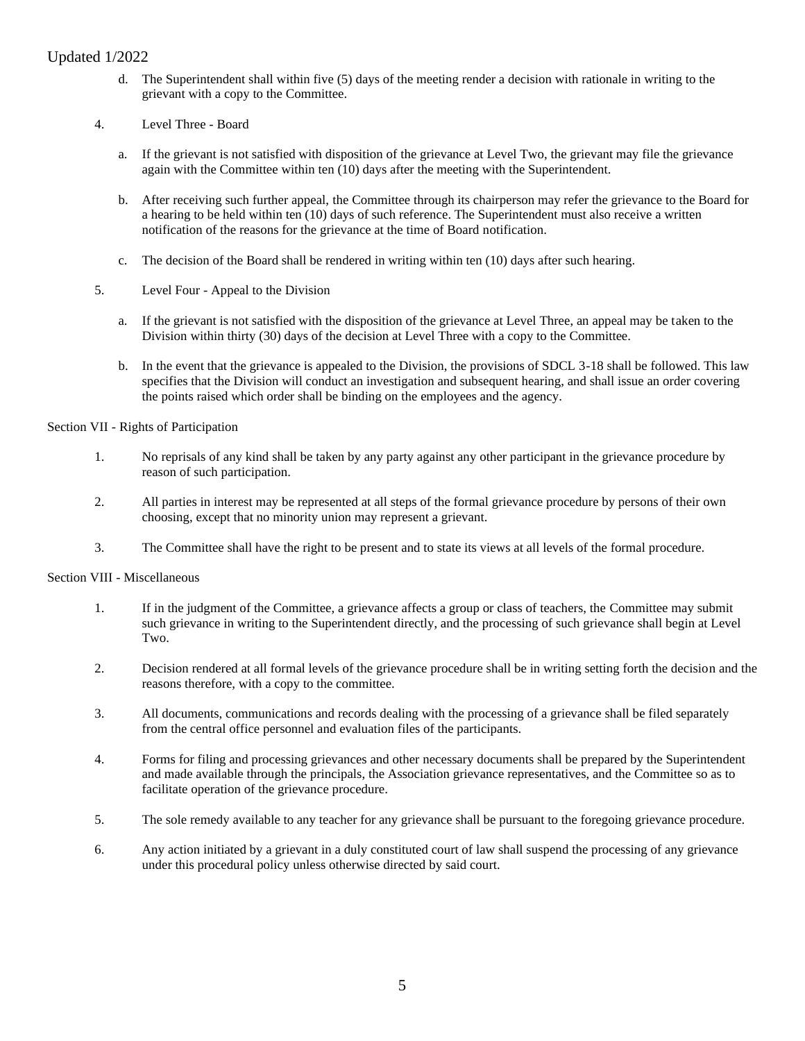d. The Superintendent shall within five (5) days of the meeting render a decision with rationale in writing to the grievant with a copy to the Committee.

4. Level Three - Board

   a. If the grievant is not satisfied with disposition of the grievance at Level Two, the grievant may file the grievance again with the Committee within ten (10) days after the meeting with the Superintendent.

   b. After receiving such further appeal, the Committee through its chairperson may refer the grievance to the Board for a hearing to be held within ten (10) days of such reference. The Superintendent must also receive a written notification of the reasons for the grievance at the time of Board notification.

   c. The decision of the Board shall be rendered in writing within ten (10) days after such hearing.

5. Level Four - Appeal to the Division

   a. If the grievant is not satisfied with the disposition of the grievance at Level Three, an appeal may be taken to the Division within thirty (30) days of the decision at Level Three with a copy to the Committee.

   b. In the event that the grievance is appealed to the Division, the provisions of SDCL 3-18 shall be followed. This law specifies that the Division will conduct an investigation and subsequent hearing, and shall issue an order covering the points raised which order shall be binding on the employees and the agency.

Section VII - Rights of Participation

1. No reprisals of any kind shall be taken by any party against any other participant in the grievance procedure by reason of such participation.

2. All parties in interest may be represented at all steps of the formal grievance procedure by persons of their own choosing, except that no minority union may represent a grievant.

3. The Committee shall have the right to be present and to state its views at all levels of the formal procedure.

Section VIII - Miscellaneous

1. If in the judgment of the Committee, a grievance affects a group or class of teachers, the Committee may submit such grievance in writing to the Superintendent directly, and the processing of such grievance shall begin at Level Two.

2. Decision rendered at all formal levels of the grievance procedure shall be in writing setting forth the decision and the reasons therefore, with a copy to the committee.

3. All documents, communications and records dealing with the processing of a grievance shall be filed separately from the central office personnel and evaluation files of the participants.

4. Forms for filing and processing grievances and other necessary documents shall be prepared by the Superintendent and made available through the principals, the Association grievance representatives, and the Committee so as to facilitate operation of the grievance procedure.

5. The sole remedy available to any teacher for any grievance shall be pursuant to the foregoing grievance procedure.

6. Any action initiated by a grievant in a duly constituted court of law shall suspend the processing of any grievance under this procedural policy unless otherwise directed by said court.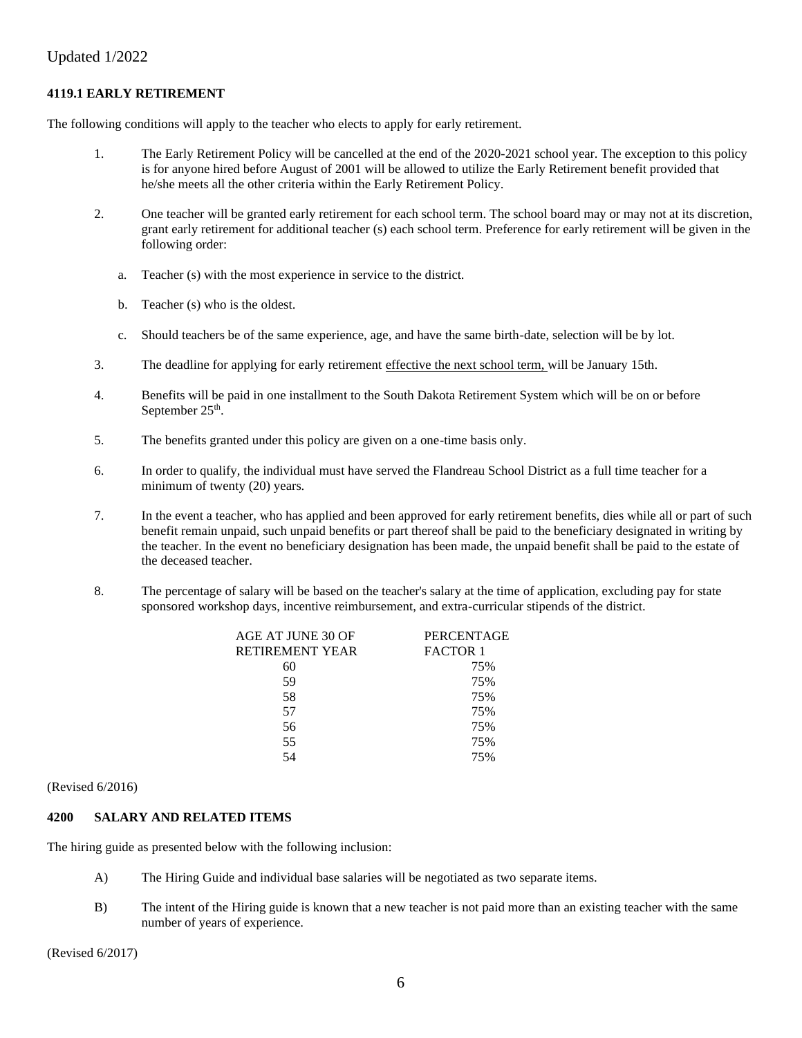Updated 1/2022

**4119.1 EARLY RETIREMENT**

The following conditions will apply to the teacher who elects to apply for early retirement.

1. The Early Retirement Policy will be cancelled at the end of the 2020-2021 school year. The exception to this policy is for anyone hired before August of 2001 will be allowed to utilize the Early Retirement benefit provided that he/she meets all the other criteria within the Early Retirement Policy.

2. One teacher will be granted early retirement for each school term. The school board may or may not at its discretion, grant early retirement for additional teacher (s) each school term. Preference for early retirement will be given in the following order:

   a. Teacher (s) with the most experience in service to the district.

   b. Teacher (s) who is the oldest.

   c. Should teachers be of the same experience, age, and have the same birth-date, selection will be by lot.

3. The deadline for applying for early retirement <u>effective the next school term,</u> will be January 15th.

4. Benefits will be paid in one installment to the South Dakota Retirement System which will be on or before September 25th.

5. The benefits granted under this policy are given on a one-time basis only.

6. In order to qualify, the individual must have served the Flandreau School District as a full time teacher for a minimum of twenty (20) years.

7. In the event a teacher, who has applied and been approved for early retirement benefits, dies while all or part of such benefit remain unpaid, such unpaid benefits or part thereof shall be paid to the beneficiary designated in writing by the teacher. In the event no beneficiary designation has been made, the unpaid benefit shall be paid to the estate of the deceased teacher.

8. The percentage of salary will be based on the teacher's salary at the time of application, excluding pay for state sponsored workshop days, incentive reimbursement, and extra-curricular stipends of the district.

| AGE AT JUNE 30 OF RETIREMENT YEAR | PERCENTAGE FACTOR 1 |
|---|---|
| 60 | 75% |
| 59 | 75% |
| 58 | 75% |
| 57 | 75% |
| 56 | 75% |
| 55 | 75% |
| 54 | 75% |

(Revised 6/2016)

**4200 SALARY AND RELATED ITEMS**

The hiring guide as presented below with the following inclusion:

A) The Hiring Guide and individual base salaries will be negotiated as two separate items.

B) The intent of the Hiring guide is known that a new teacher is not paid more than an existing teacher with the same number of years of experience.

(Revised 6/2017)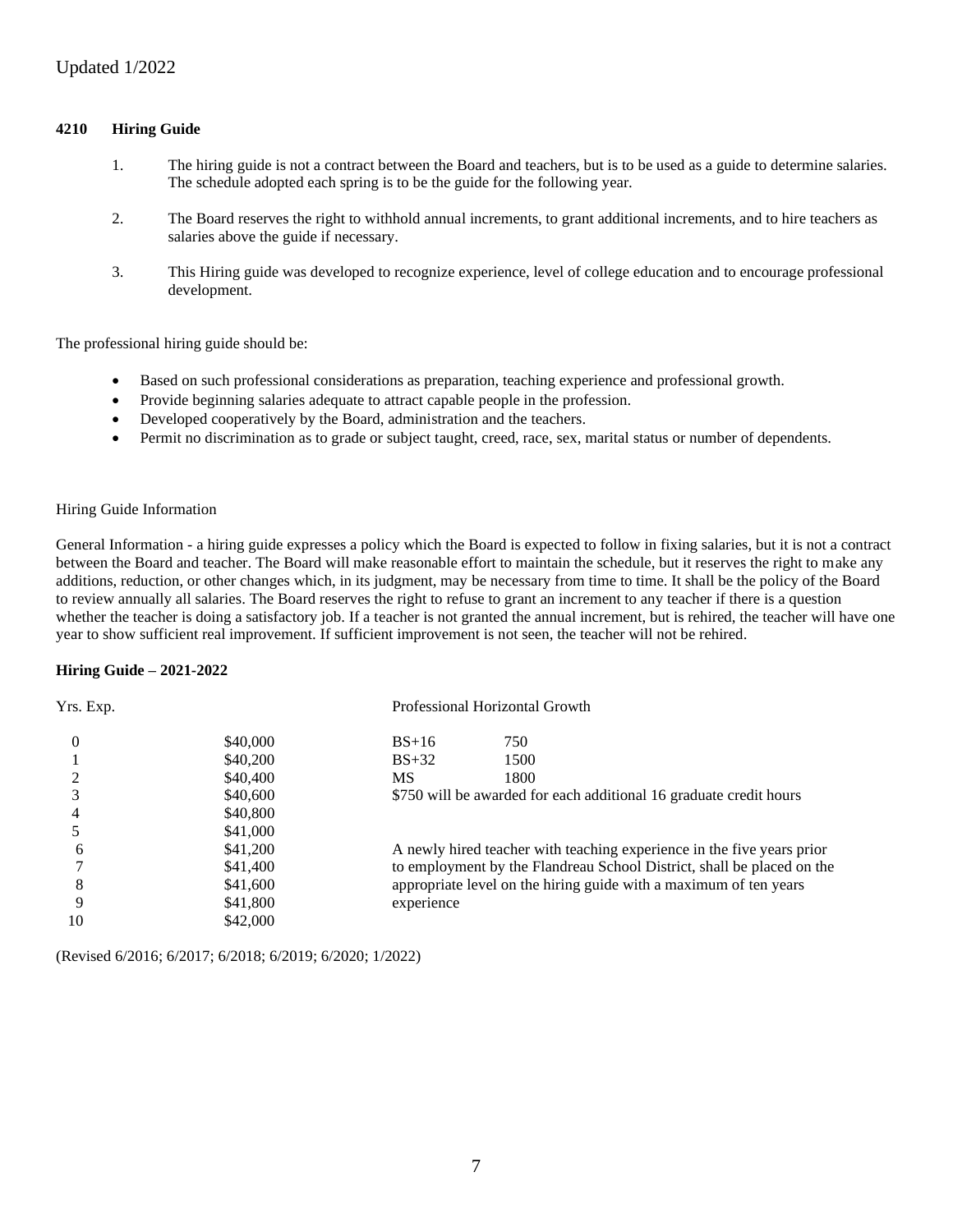Updated 1/2022

### 4210 Hiring Guide

1. The hiring guide is not a contract between the Board and teachers, but is to be used as a guide to determine salaries. The schedule adopted each spring is to be the guide for the following year.

2. The Board reserves the right to withhold annual increments, to grant additional increments, and to hire teachers as salaries above the guide if necessary.

3. This Hiring guide was developed to recognize experience, level of college education and to encourage professional development.

The professional hiring guide should be:

- Based on such professional considerations as preparation, teaching experience and professional growth.
- Provide beginning salaries adequate to attract capable people in the profession.
- Developed cooperatively by the Board, administration and the teachers.
- Permit no discrimination as to grade or subject taught, creed, race, sex, marital status or number of dependents.

Hiring Guide Information

General Information - a hiring guide expresses a policy which the Board is expected to follow in fixing salaries, but it is not a contract between the Board and teacher. The Board will make reasonable effort to maintain the schedule, but it reserves the right to make any additions, reduction, or other changes which, in its judgment, may be necessary from time to time. It shall be the policy of the Board to review annually all salaries. The Board reserves the right to refuse to grant an increment to any teacher if there is a question whether the teacher is doing a satisfactory job. If a teacher is not granted the annual increment, but is rehired, the teacher will have one year to show sufficient real improvement. If sufficient improvement is not seen, the teacher will not be rehired.

**Hiring Guide – 2021-2022**

| Yrs. Exp. | |
|---|---|
| 0 | $40,000 |
| 1 | $40,200 |
| 2 | $40,400 |
| 3 | $40,600 |
| 4 | $40,800 |
| 5 | $41,000 |
| 6 | $41,200 |
| 7 | $41,400 |
| 8 | $41,600 |
| 9 | $41,800 |
| 10 | $42,000 |

Professional Horizontal Growth

| | |
|---|---|
| BS+16 | 750 |
| BS+32 | 1500 |
| MS | 1800 |

$750 will be awarded for each additional 16 graduate credit hours

A newly hired teacher with teaching experience in the five years prior to employment by the Flandreau School District, shall be placed on the appropriate level on the hiring guide with a maximum of ten years experience

(Revised 6/2016; 6/2017; 6/2018; 6/2019; 6/2020; 1/2022)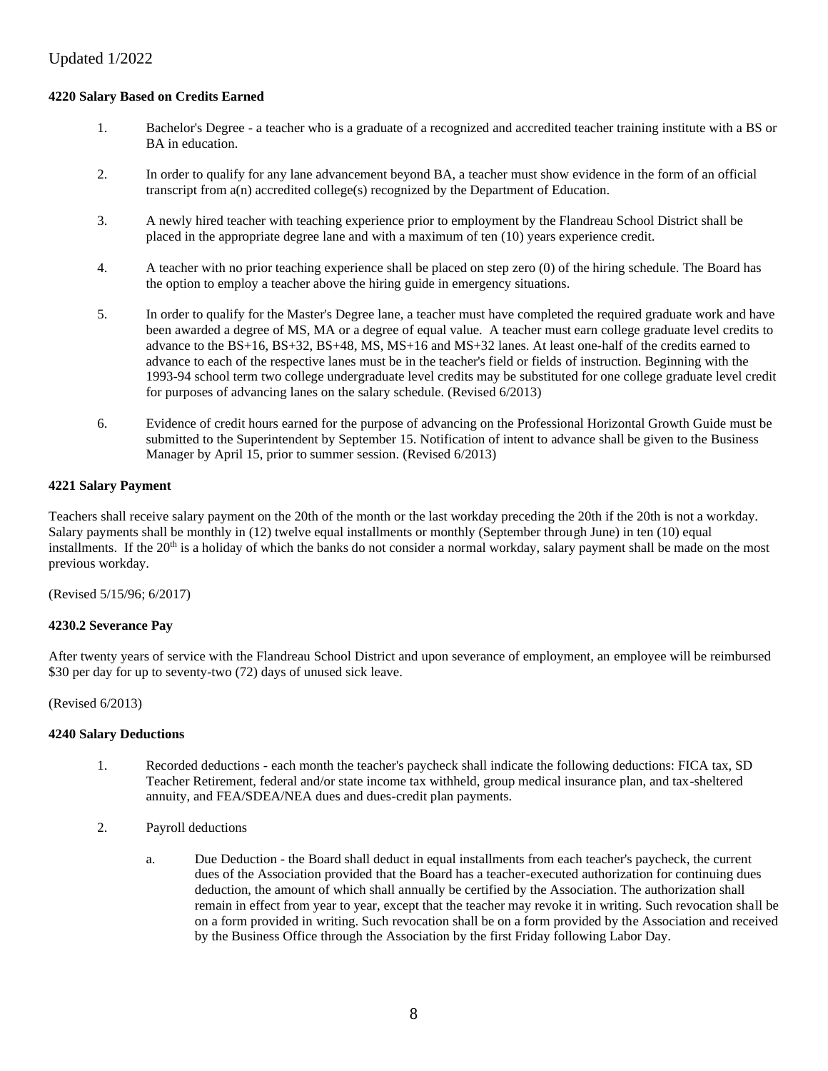Updated 1/2022

**4220 Salary Based on Credits Earned**

1. Bachelor's Degree - a teacher who is a graduate of a recognized and accredited teacher training institute with a BS or BA in education.

2. In order to qualify for any lane advancement beyond BA, a teacher must show evidence in the form of an official transcript from a(n) accredited college(s) recognized by the Department of Education.

3. A newly hired teacher with teaching experience prior to employment by the Flandreau School District shall be placed in the appropriate degree lane and with a maximum of ten (10) years experience credit.

4. A teacher with no prior teaching experience shall be placed on step zero (0) of the hiring schedule. The Board has the option to employ a teacher above the hiring guide in emergency situations.

5. In order to qualify for the Master's Degree lane, a teacher must have completed the required graduate work and have been awarded a degree of MS, MA or a degree of equal value. A teacher must earn college graduate level credits to advance to the BS+16, BS+32, BS+48, MS, MS+16 and MS+32 lanes. At least one-half of the credits earned to advance to each of the respective lanes must be in the teacher's field or fields of instruction. Beginning with the 1993-94 school term two college undergraduate level credits may be substituted for one college graduate level credit for purposes of advancing lanes on the salary schedule. (Revised 6/2013)

6. Evidence of credit hours earned for the purpose of advancing on the Professional Horizontal Growth Guide must be submitted to the Superintendent by September 15. Notification of intent to advance shall be given to the Business Manager by April 15, prior to summer session. (Revised 6/2013)

**4221 Salary Payment**

Teachers shall receive salary payment on the 20th of the month or the last workday preceding the 20th if the 20th is not a workday. Salary payments shall be monthly in (12) twelve equal installments or monthly (September through June) in ten (10) equal installments. If the 20th is a holiday of which the banks do not consider a normal workday, salary payment shall be made on the most previous workday.

(Revised 5/15/96; 6/2017)

**4230.2 Severance Pay**

After twenty years of service with the Flandreau School District and upon severance of employment, an employee will be reimbursed $30 per day for up to seventy-two (72) days of unused sick leave.

(Revised 6/2013)

**4240 Salary Deductions**

1. Recorded deductions - each month the teacher's paycheck shall indicate the following deductions: FICA tax, SD Teacher Retirement, federal and/or state income tax withheld, group medical insurance plan, and tax-sheltered annuity, and FEA/SDEA/NEA dues and dues-credit plan payments.

2. Payroll deductions

   a. Due Deduction - the Board shall deduct in equal installments from each teacher's paycheck, the current dues of the Association provided that the Board has a teacher-executed authorization for continuing dues deduction, the amount of which shall annually be certified by the Association. The authorization shall remain in effect from year to year, except that the teacher may revoke it in writing. Such revocation shall be on a form provided in writing. Such revocation shall be on a form provided by the Association and received by the Business Office through the Association by the first Friday following Labor Day.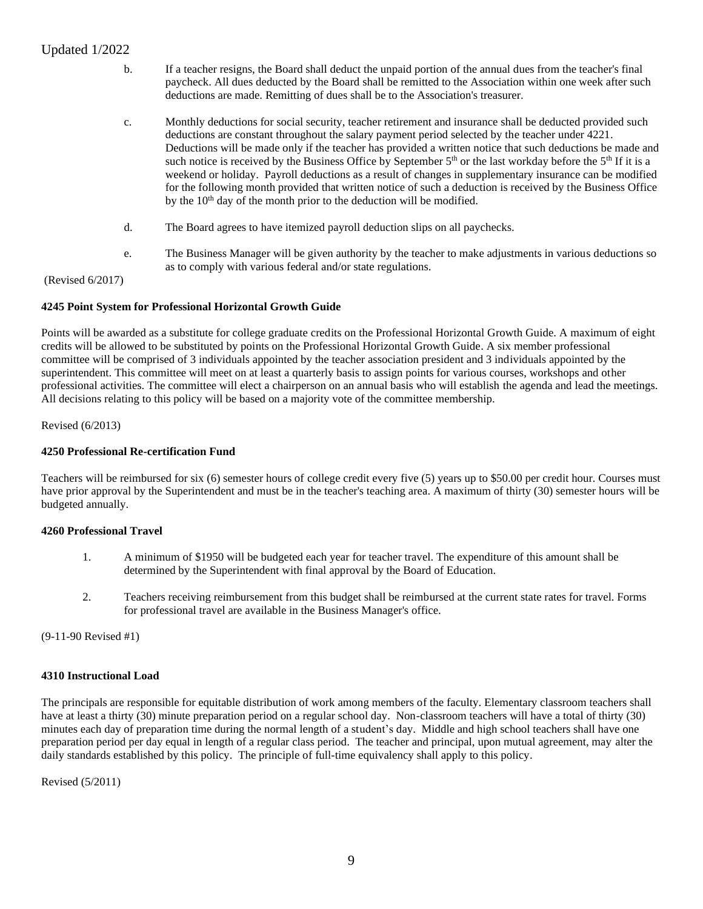- b. If a teacher resigns, the Board shall deduct the unpaid portion of the annual dues from the teacher's final paycheck. All dues deducted by the Board shall be remitted to the Association within one week after such deductions are made. Remitting of dues shall be to the Association's treasurer.

- c. Monthly deductions for social security, teacher retirement and insurance shall be deducted provided such deductions are constant throughout the salary payment period selected by the teacher under 4221. Deductions will be made only if the teacher has provided a written notice that such deductions be made and such notice is received by the Business Office by September 5th or the last workday before the 5th If it is a weekend or holiday. Payroll deductions as a result of changes in supplementary insurance can be modified for the following month provided that written notice of such a deduction is received by the Business Office by the 10th day of the month prior to the deduction will be modified.

- d. The Board agrees to have itemized payroll deduction slips on all paychecks.

- e. The Business Manager will be given authority by the teacher to make adjustments in various deductions so as to comply with various federal and/or state regulations.

(Revised 6/2017)

**4245 Point System for Professional Horizontal Growth Guide**

Points will be awarded as a substitute for college graduate credits on the Professional Horizontal Growth Guide. A maximum of eight credits will be allowed to be substituted by points on the Professional Horizontal Growth Guide. A six member professional committee will be comprised of 3 individuals appointed by the teacher association president and 3 individuals appointed by the superintendent. This committee will meet on at least a quarterly basis to assign points for various courses, workshops and other professional activities. The committee will elect a chairperson on an annual basis who will establish the agenda and lead the meetings. All decisions relating to this policy will be based on a majority vote of the committee membership.

Revised (6/2013)

**4250 Professional Re-certification Fund**

Teachers will be reimbursed for six (6) semester hours of college credit every five (5) years up to $50.00 per credit hour. Courses must have prior approval by the Superintendent and must be in the teacher's teaching area. A maximum of thirty (30) semester hours will be budgeted annually.

**4260 Professional Travel**

1. A minimum of $1950 will be budgeted each year for teacher travel. The expenditure of this amount shall be determined by the Superintendent with final approval by the Board of Education.

2. Teachers receiving reimbursement from this budget shall be reimbursed at the current state rates for travel. Forms for professional travel are available in the Business Manager's office.

(9-11-90 Revised #1)

**4310 Instructional Load**

The principals are responsible for equitable distribution of work among members of the faculty. Elementary classroom teachers shall have at least a thirty (30) minute preparation period on a regular school day. Non-classroom teachers will have a total of thirty (30) minutes each day of preparation time during the normal length of a student's day. Middle and high school teachers shall have one preparation period per day equal in length of a regular class period. The teacher and principal, upon mutual agreement, may alter the daily standards established by this policy. The principle of full-time equivalency shall apply to this policy.

Revised (5/2011)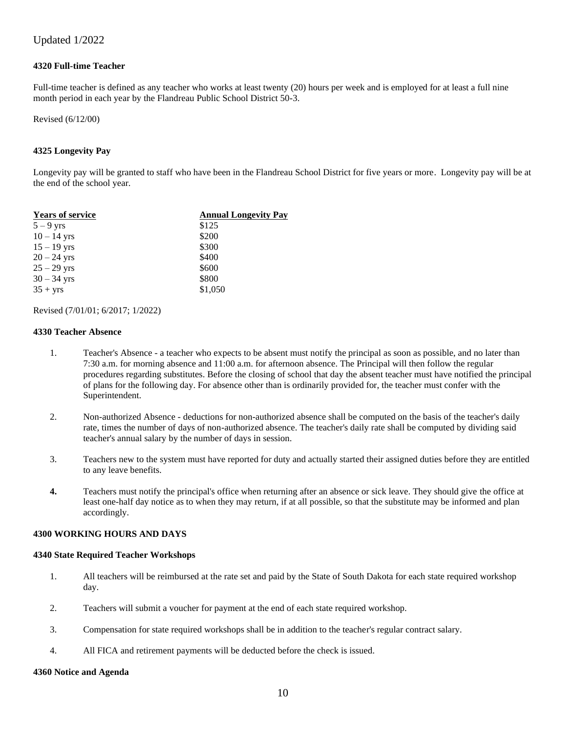Updated 1/2022

**4320 Full-time Teacher**

Full-time teacher is defined as any teacher who works at least twenty (20) hours per week and is employed for at least a full nine month period in each year by the Flandreau Public School District 50-3.

Revised (6/12/00)

**4325 Longevity Pay**

Longevity pay will be granted to staff who have been in the Flandreau School District for five years or more. Longevity pay will be at the end of the school year.

| Years of service | Annual Longevity Pay |
|---|---|
| 5 – 9 yrs | $125 |
| 10 – 14 yrs | $200 |
| 15 – 19 yrs | $300 |
| 20 – 24 yrs | $400 |
| 25 – 29 yrs | $600 |
| 30 – 34 yrs | $800 |
| 35 + yrs | $1,050 |

Revised (7/01/01; 6/2017; 1/2022)

**4330 Teacher Absence**

1. Teacher's Absence - a teacher who expects to be absent must notify the principal as soon as possible, and no later than 7:30 a.m. for morning absence and 11:00 a.m. for afternoon absence. The Principal will then follow the regular procedures regarding substitutes. Before the closing of school that day the absent teacher must have notified the principal of plans for the following day. For absence other than is ordinarily provided for, the teacher must confer with the Superintendent.

2. Non-authorized Absence - deductions for non-authorized absence shall be computed on the basis of the teacher's daily rate, times the number of days of non-authorized absence. The teacher's daily rate shall be computed by dividing said teacher's annual salary by the number of days in session.

3. Teachers new to the system must have reported for duty and actually started their assigned duties before they are entitled to any leave benefits.

4. Teachers must notify the principal's office when returning after an absence or sick leave. They should give the office at least one-half day notice as to when they may return, if at all possible, so that the substitute may be informed and plan accordingly.

**4300 WORKING HOURS AND DAYS**

**4340 State Required Teacher Workshops**

1. All teachers will be reimbursed at the rate set and paid by the State of South Dakota for each state required workshop day.

2. Teachers will submit a voucher for payment at the end of each state required workshop.

3. Compensation for state required workshops shall be in addition to the teacher's regular contract salary.

4. All FICA and retirement payments will be deducted before the check is issued.

**4360 Notice and Agenda**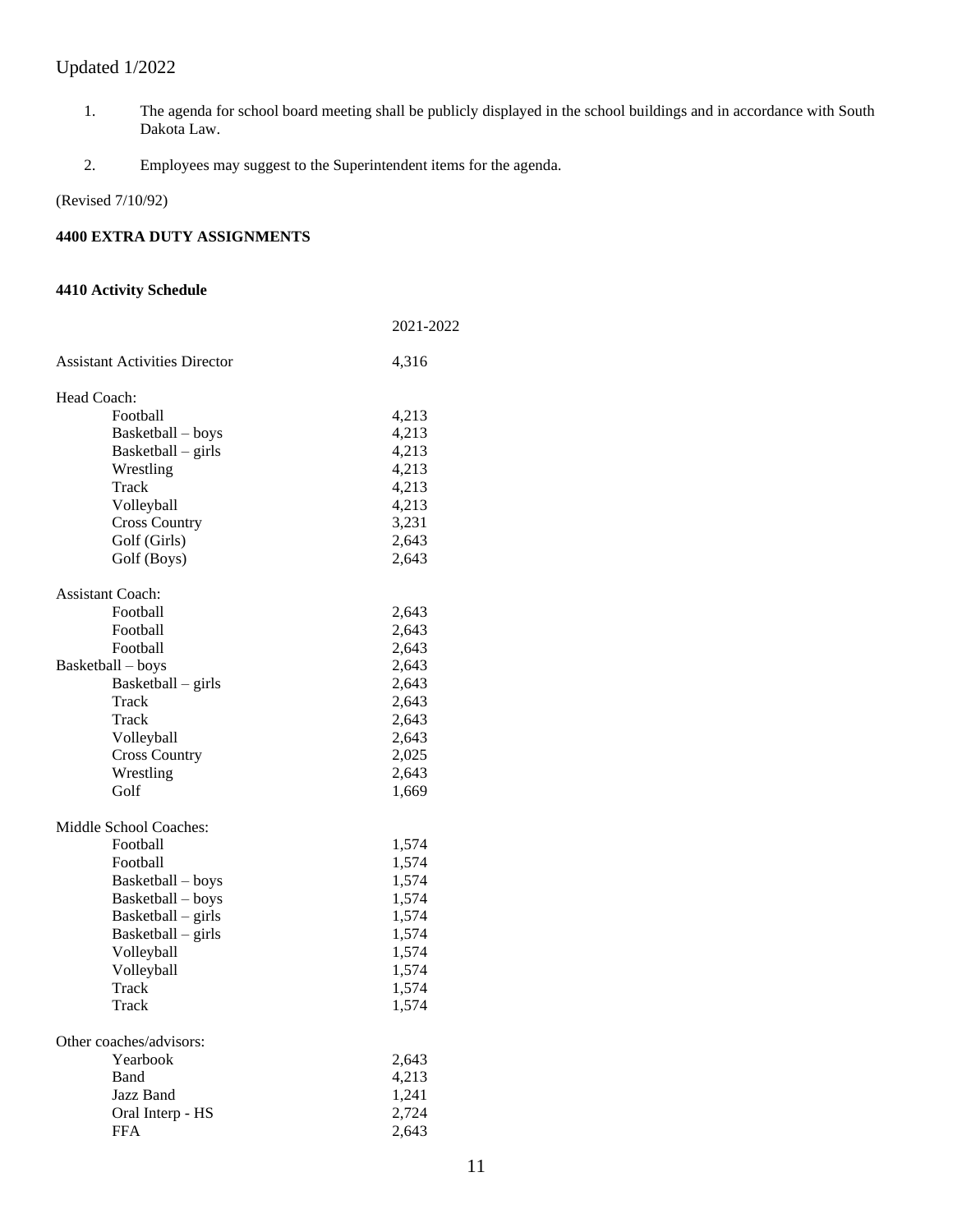Updated 1/2022

1. The agenda for school board meeting shall be publicly displayed in the school buildings and in accordance with South Dakota Law.

2. Employees may suggest to the Superintendent items for the agenda.

(Revised 7/10/92)

**4400 EXTRA DUTY ASSIGNMENTS**

**4410 Activity Schedule**

| | 2021-2022 |
|---|---|
| Assistant Activities Director | 4,316 |
| Head Coach: | |
| Football | 4,213 |
| Basketball – boys | 4,213 |
| Basketball – girls | 4,213 |
| Wrestling | 4,213 |
| Track | 4,213 |
| Volleyball | 4,213 |
| Cross Country | 3,231 |
| Golf (Girls) | 2,643 |
| Golf (Boys) | 2,643 |
| Assistant Coach: | |
| Football | 2,643 |
| Football | 2,643 |
| Football | 2,643 |
| Basketball – boys | 2,643 |
| Basketball – girls | 2,643 |
| Track | 2,643 |
| Track | 2,643 |
| Volleyball | 2,643 |
| Cross Country | 2,025 |
| Wrestling | 2,643 |
| Golf | 1,669 |
| Middle School Coaches: | |
| Football | 1,574 |
| Football | 1,574 |
| Basketball – boys | 1,574 |
| Basketball – boys | 1,574 |
| Basketball – girls | 1,574 |
| Basketball – girls | 1,574 |
| Volleyball | 1,574 |
| Volleyball | 1,574 |
| Track | 1,574 |
| Track | 1,574 |
| Other coaches/advisors: | |
| Yearbook | 2,643 |
| Band | 4,213 |
| Jazz Band | 1,241 |
| Oral Interp - HS | 2,724 |
| FFA | 2,643 |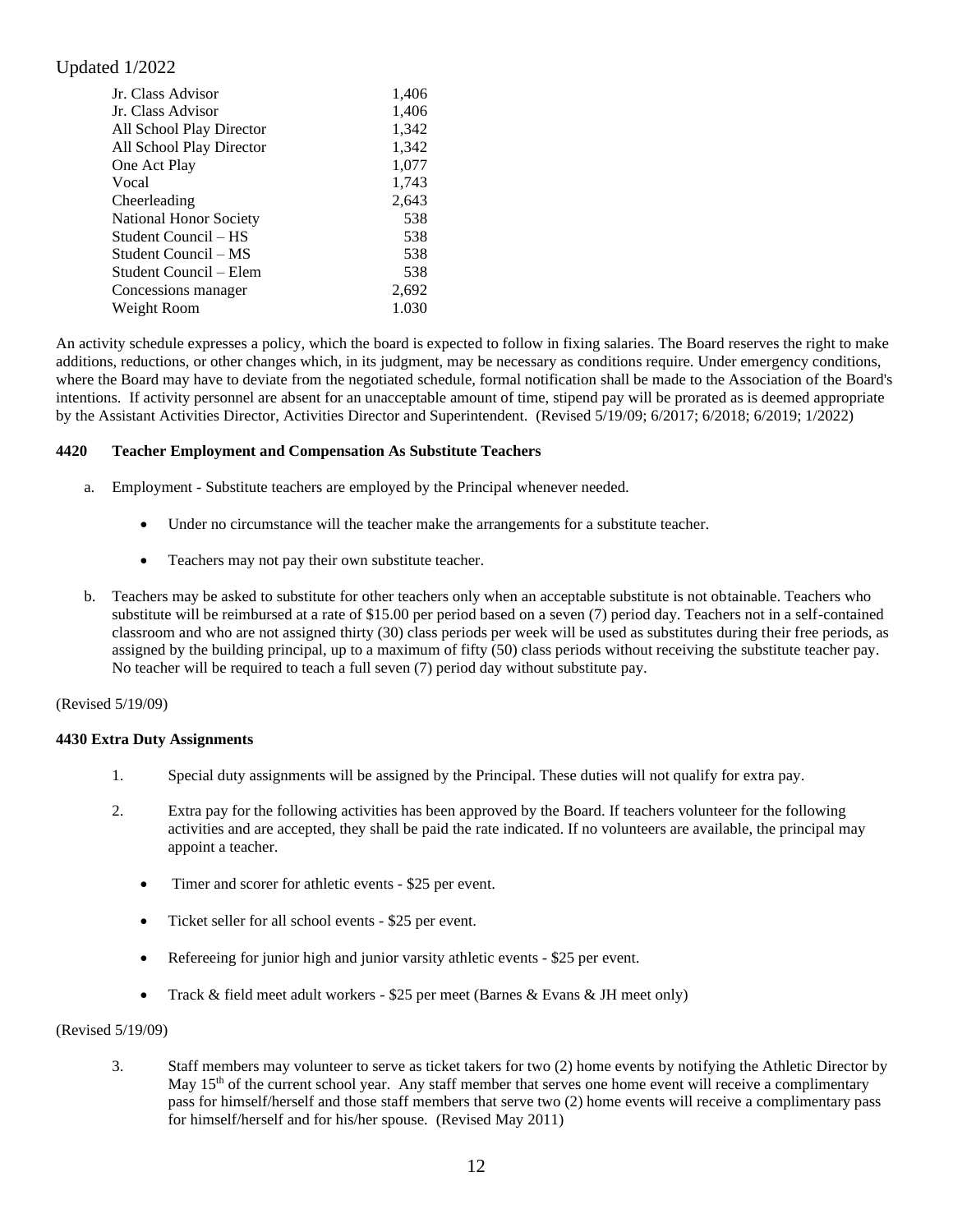Updated 1/2022

| | |
|---|---|
| Jr. Class Advisor | 1,406 |
| Jr. Class Advisor | 1,406 |
| All School Play Director | 1,342 |
| All School Play Director | 1,342 |
| One Act Play | 1,077 |
| Vocal | 1,743 |
| Cheerleading | 2,643 |
| National Honor Society | 538 |
| Student Council – HS | 538 |
| Student Council – MS | 538 |
| Student Council – Elem | 538 |
| Concessions manager | 2,692 |
| Weight Room | 1.030 |

An activity schedule expresses a policy, which the board is expected to follow in fixing salaries. The Board reserves the right to make additions, reductions, or other changes which, in its judgment, may be necessary as conditions require. Under emergency conditions, where the Board may have to deviate from the negotiated schedule, formal notification shall be made to the Association of the Board's intentions. If activity personnel are absent for an unacceptable amount of time, stipend pay will be prorated as is deemed appropriate by the Assistant Activities Director, Activities Director and Superintendent. (Revised 5/19/09; 6/2017; 6/2018; 6/2019; 1/2022)

**4420 Teacher Employment and Compensation As Substitute Teachers**

a. Employment - Substitute teachers are employed by the Principal whenever needed.

   - Under no circumstance will the teacher make the arrangements for a substitute teacher.
   - Teachers may not pay their own substitute teacher.

b. Teachers may be asked to substitute for other teachers only when an acceptable substitute is not obtainable. Teachers who substitute will be reimbursed at a rate of $15.00 per period based on a seven (7) period day. Teachers not in a self-contained classroom and who are not assigned thirty (30) class periods per week will be used as substitutes during their free periods, as assigned by the building principal, up to a maximum of fifty (50) class periods without receiving the substitute teacher pay. No teacher will be required to teach a full seven (7) period day without substitute pay.

(Revised 5/19/09)

**4430 Extra Duty Assignments**

1. Special duty assignments will be assigned by the Principal. These duties will not qualify for extra pay.

2. Extra pay for the following activities has been approved by the Board. If teachers volunteer for the following activities and are accepted, they shall be paid the rate indicated. If no volunteers are available, the principal may appoint a teacher.

   - Timer and scorer for athletic events - $25 per event.
   - Ticket seller for all school events - $25 per event.
   - Refereeing for junior high and junior varsity athletic events - $25 per event.
   - Track & field meet adult workers - $25 per meet (Barnes & Evans & JH meet only)

(Revised 5/19/09)

3. Staff members may volunteer to serve as ticket takers for two (2) home events by notifying the Athletic Director by May 15th of the current school year. Any staff member that serves one home event will receive a complimentary pass for himself/herself and those staff members that serve two (2) home events will receive a complimentary pass for himself/herself and for his/her spouse. (Revised May 2011)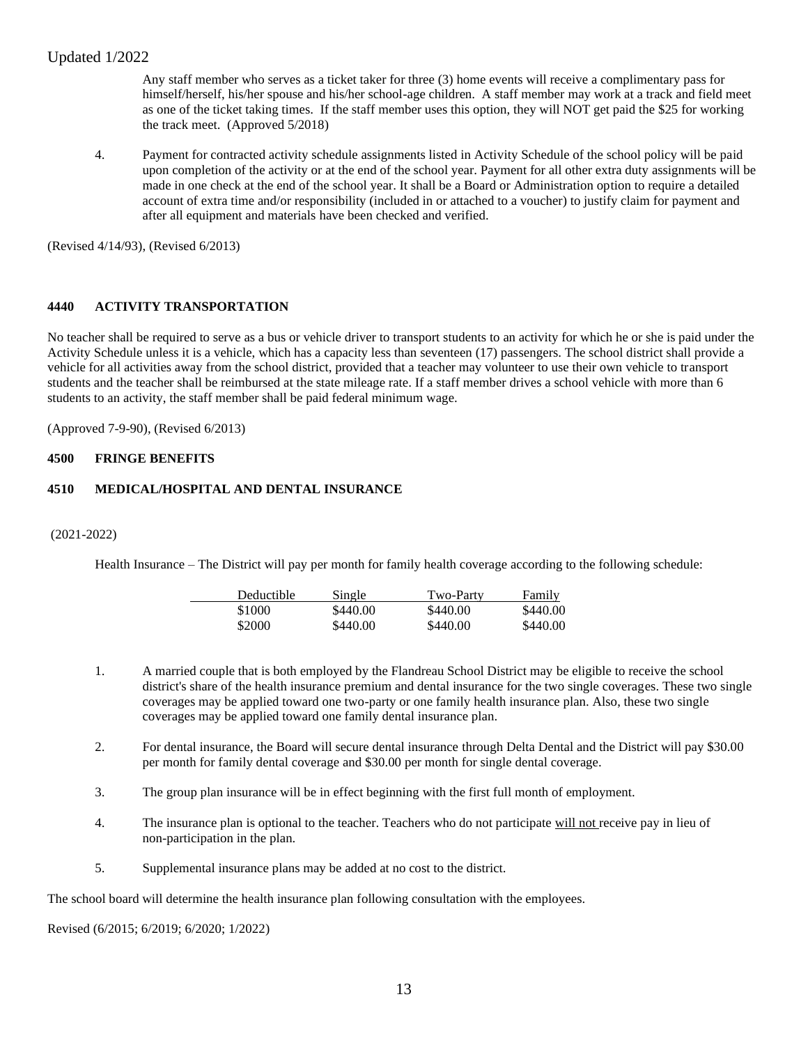Any staff member who serves as a ticket taker for three (3) home events will receive a complimentary pass for himself/herself, his/her spouse and his/her school-age children. A staff member may work at a track and field meet as one of the ticket taking times. If the staff member uses this option, they will NOT get paid the $25 for working the track meet. (Approved 5/2018)

4. Payment for contracted activity schedule assignments listed in Activity Schedule of the school policy will be paid upon completion of the activity or at the end of the school year. Payment for all other extra duty assignments will be made in one check at the end of the school year. It shall be a Board or Administration option to require a detailed account of extra time and/or responsibility (included in or attached to a voucher) to justify claim for payment and after all equipment and materials have been checked and verified.

(Revised 4/14/93), (Revised 6/2013)

**4440 ACTIVITY TRANSPORTATION**

No teacher shall be required to serve as a bus or vehicle driver to transport students to an activity for which he or she is paid under the Activity Schedule unless it is a vehicle, which has a capacity less than seventeen (17) passengers. The school district shall provide a vehicle for all activities away from the school district, provided that a teacher may volunteer to use their own vehicle to transport students and the teacher shall be reimbursed at the state mileage rate. If a staff member drives a school vehicle with more than 6 students to an activity, the staff member shall be paid federal minimum wage.

(Approved 7-9-90), (Revised 6/2013)

**4500 FRINGE BENEFITS**

**4510 MEDICAL/HOSPITAL AND DENTAL INSURANCE**

(2021-2022)

Health Insurance – The District will pay per month for family health coverage according to the following schedule:

| Deductible | Single | Two-Party | Family |
|---|---|---|---|
| $1000 | $440.00 | $440.00 | $440.00 |
| $2000 | $440.00 | $440.00 | $440.00 |

1. A married couple that is both employed by the Flandreau School District may be eligible to receive the school district's share of the health insurance premium and dental insurance for the two single coverages. These two single coverages may be applied toward one two-party or one family health insurance plan. Also, these two single coverages may be applied toward one family dental insurance plan.

2. For dental insurance, the Board will secure dental insurance through Delta Dental and the District will pay $30.00 per month for family dental coverage and $30.00 per month for single dental coverage.

3. The group plan insurance will be in effect beginning with the first full month of employment.

4. The insurance plan is optional to the teacher. Teachers who do not participate will not receive pay in lieu of non-participation in the plan.

5. Supplemental insurance plans may be added at no cost to the district.

The school board will determine the health insurance plan following consultation with the employees.

Revised (6/2015; 6/2019; 6/2020; 1/2022)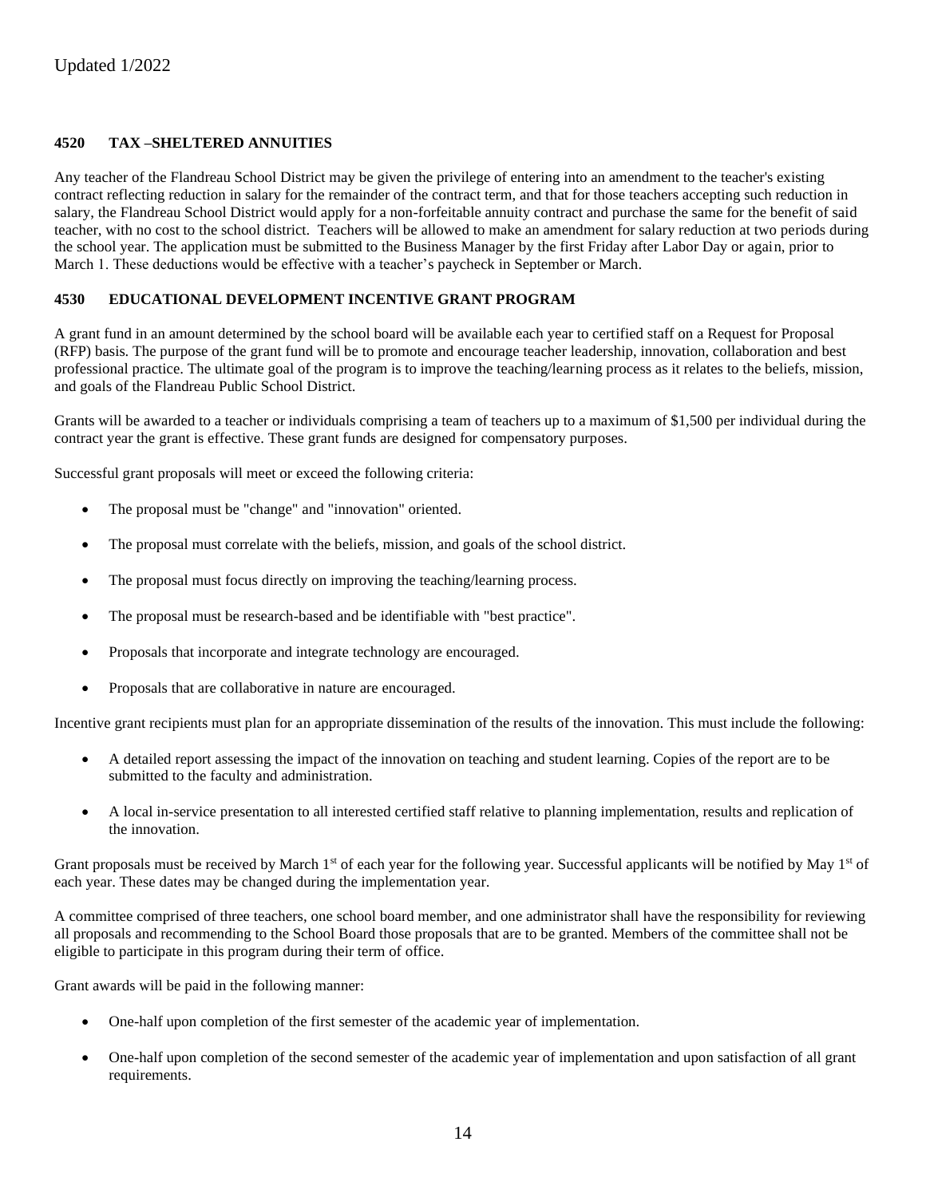### 4520 TAX –SHELTERED ANNUITIES

Any teacher of the Flandreau School District may be given the privilege of entering into an amendment to the teacher's existing contract reflecting reduction in salary for the remainder of the contract term, and that for those teachers accepting such reduction in salary, the Flandreau School District would apply for a non-forfeitable annuity contract and purchase the same for the benefit of said teacher, with no cost to the school district. Teachers will be allowed to make an amendment for salary reduction at two periods during the school year. The application must be submitted to the Business Manager by the first Friday after Labor Day or again, prior to March 1. These deductions would be effective with a teacher's paycheck in September or March.

### 4530 EDUCATIONAL DEVELOPMENT INCENTIVE GRANT PROGRAM

A grant fund in an amount determined by the school board will be available each year to certified staff on a Request for Proposal (RFP) basis. The purpose of the grant fund will be to promote and encourage teacher leadership, innovation, collaboration and best professional practice. The ultimate goal of the program is to improve the teaching/learning process as it relates to the beliefs, mission, and goals of the Flandreau Public School District.

Grants will be awarded to a teacher or individuals comprising a team of teachers up to a maximum of $1,500 per individual during the contract year the grant is effective. These grant funds are designed for compensatory purposes.

Successful grant proposals will meet or exceed the following criteria:

- The proposal must be "change" and "innovation" oriented.
- The proposal must correlate with the beliefs, mission, and goals of the school district.
- The proposal must focus directly on improving the teaching/learning process.
- The proposal must be research-based and be identifiable with "best practice".
- Proposals that incorporate and integrate technology are encouraged.
- Proposals that are collaborative in nature are encouraged.

Incentive grant recipients must plan for an appropriate dissemination of the results of the innovation. This must include the following:

- A detailed report assessing the impact of the innovation on teaching and student learning. Copies of the report are to be submitted to the faculty and administration.
- A local in-service presentation to all interested certified staff relative to planning implementation, results and replication of the innovation.

Grant proposals must be received by March 1st of each year for the following year. Successful applicants will be notified by May 1st of each year. These dates may be changed during the implementation year.

A committee comprised of three teachers, one school board member, and one administrator shall have the responsibility for reviewing all proposals and recommending to the School Board those proposals that are to be granted. Members of the committee shall not be eligible to participate in this program during their term of office.

Grant awards will be paid in the following manner:

- One-half upon completion of the first semester of the academic year of implementation.
- One-half upon completion of the second semester of the academic year of implementation and upon satisfaction of all grant requirements.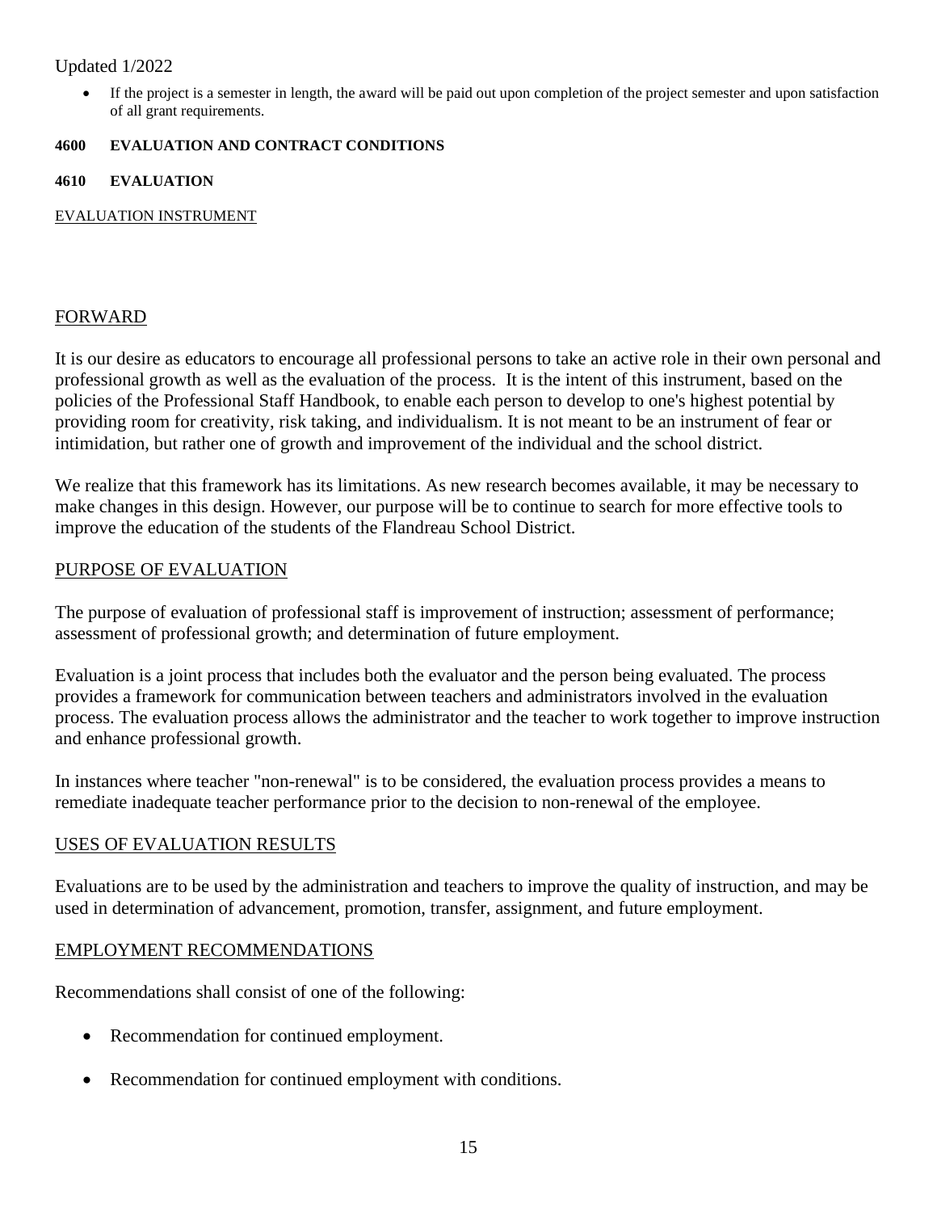Updated 1/2022

- If the project is a semester in length, the award will be paid out upon completion of the project semester and upon satisfaction of all grant requirements.

**4600 EVALUATION AND CONTRACT CONDITIONS**

**4610 EVALUATION**

EVALUATION INSTRUMENT

FORWARD

It is our desire as educators to encourage all professional persons to take an active role in their own personal and professional growth as well as the evaluation of the process. It is the intent of this instrument, based on the policies of the Professional Staff Handbook, to enable each person to develop to one's highest potential by providing room for creativity, risk taking, and individualism. It is not meant to be an instrument of fear or intimidation, but rather one of growth and improvement of the individual and the school district.

We realize that this framework has its limitations. As new research becomes available, it may be necessary to make changes in this design. However, our purpose will be to continue to search for more effective tools to improve the education of the students of the Flandreau School District.

PURPOSE OF EVALUATION

The purpose of evaluation of professional staff is improvement of instruction; assessment of performance; assessment of professional growth; and determination of future employment.

Evaluation is a joint process that includes both the evaluator and the person being evaluated. The process provides a framework for communication between teachers and administrators involved in the evaluation process. The evaluation process allows the administrator and the teacher to work together to improve instruction and enhance professional growth.

In instances where teacher "non-renewal" is to be considered, the evaluation process provides a means to remediate inadequate teacher performance prior to the decision to non-renewal of the employee.

USES OF EVALUATION RESULTS

Evaluations are to be used by the administration and teachers to improve the quality of instruction, and may be used in determination of advancement, promotion, transfer, assignment, and future employment.

EMPLOYMENT RECOMMENDATIONS

Recommendations shall consist of one of the following:

- Recommendation for continued employment.
- Recommendation for continued employment with conditions.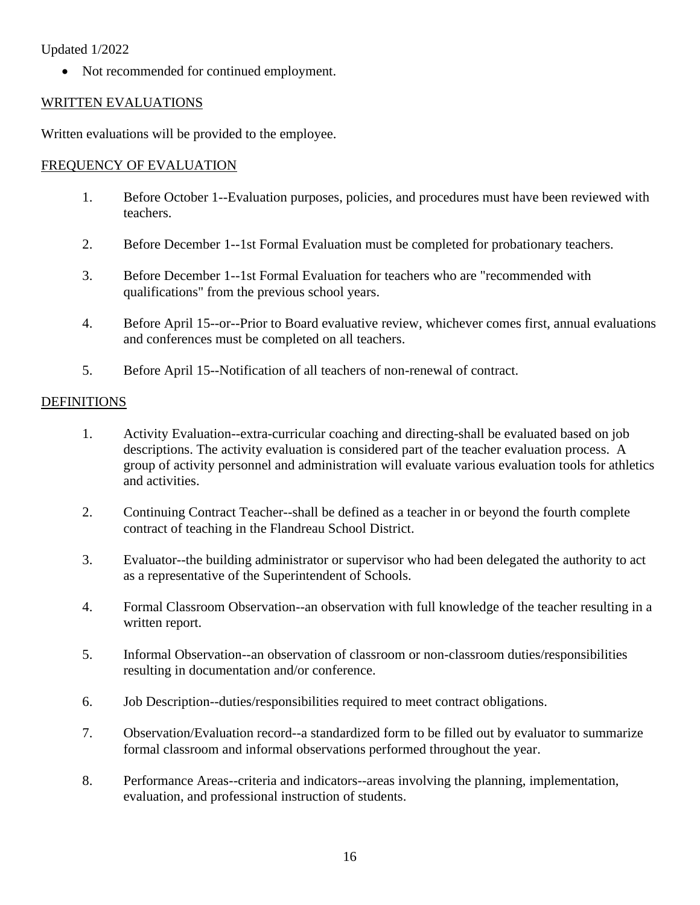Updated 1/2022

- Not recommended for continued employment.

WRITTEN EVALUATIONS

Written evaluations will be provided to the employee.

FREQUENCY OF EVALUATION

1. Before October 1--Evaluation purposes, policies, and procedures must have been reviewed with teachers.

2. Before December 1--1st Formal Evaluation must be completed for probationary teachers.

3. Before December 1--1st Formal Evaluation for teachers who are "recommended with qualifications" from the previous school years.

4. Before April 15--or--Prior to Board evaluative review, whichever comes first, annual evaluations and conferences must be completed on all teachers.

5. Before April 15--Notification of all teachers of non-renewal of contract.

DEFINITIONS

1. Activity Evaluation--extra-curricular coaching and directing-shall be evaluated based on job descriptions. The activity evaluation is considered part of the teacher evaluation process. A group of activity personnel and administration will evaluate various evaluation tools for athletics and activities.

2. Continuing Contract Teacher--shall be defined as a teacher in or beyond the fourth complete contract of teaching in the Flandreau School District.

3. Evaluator--the building administrator or supervisor who had been delegated the authority to act as a representative of the Superintendent of Schools.

4. Formal Classroom Observation--an observation with full knowledge of the teacher resulting in a written report.

5. Informal Observation--an observation of classroom or non-classroom duties/responsibilities resulting in documentation and/or conference.

6. Job Description--duties/responsibilities required to meet contract obligations.

7. Observation/Evaluation record--a standardized form to be filled out by evaluator to summarize formal classroom and informal observations performed throughout the year.

8. Performance Areas--criteria and indicators--areas involving the planning, implementation, evaluation, and professional instruction of students.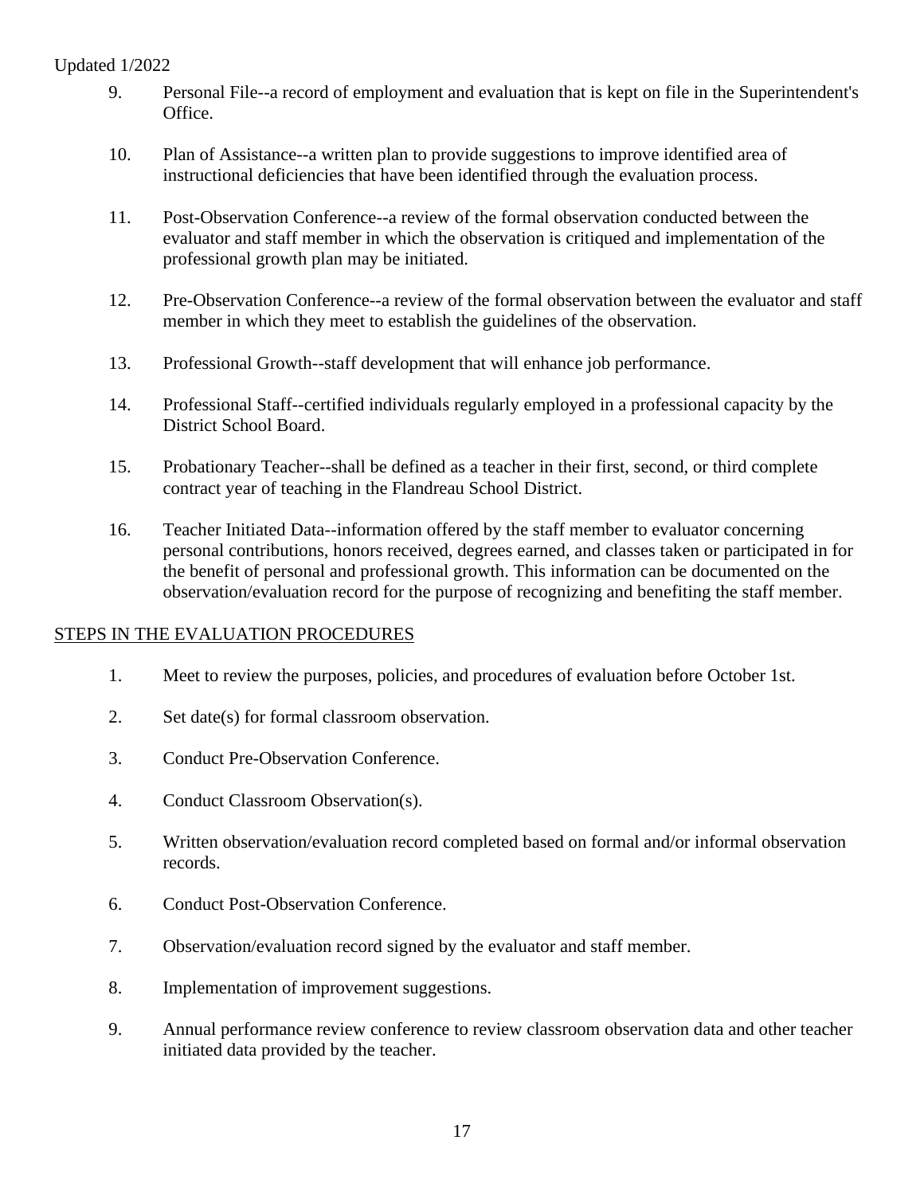9. Personal File--a record of employment and evaluation that is kept on file in the Superintendent's Office.

10. Plan of Assistance--a written plan to provide suggestions to improve identified area of instructional deficiencies that have been identified through the evaluation process.

11. Post-Observation Conference--a review of the formal observation conducted between the evaluator and staff member in which the observation is critiqued and implementation of the professional growth plan may be initiated.

12. Pre-Observation Conference--a review of the formal observation between the evaluator and staff member in which they meet to establish the guidelines of the observation.

13. Professional Growth--staff development that will enhance job performance.

14. Professional Staff--certified individuals regularly employed in a professional capacity by the District School Board.

15. Probationary Teacher--shall be defined as a teacher in their first, second, or third complete contract year of teaching in the Flandreau School District.

16. Teacher Initiated Data--information offered by the staff member to evaluator concerning personal contributions, honors received, degrees earned, and classes taken or participated in for the benefit of personal and professional growth. This information can be documented on the observation/evaluation record for the purpose of recognizing and benefiting the staff member.

<u>STEPS IN THE EVALUATION PROCEDURES</u>

1. Meet to review the purposes, policies, and procedures of evaluation before October 1st.

2. Set date(s) for formal classroom observation.

3. Conduct Pre-Observation Conference.

4. Conduct Classroom Observation(s).

5. Written observation/evaluation record completed based on formal and/or informal observation records.

6. Conduct Post-Observation Conference.

7. Observation/evaluation record signed by the evaluator and staff member.

8. Implementation of improvement suggestions.

9. Annual performance review conference to review classroom observation data and other teacher initiated data provided by the teacher.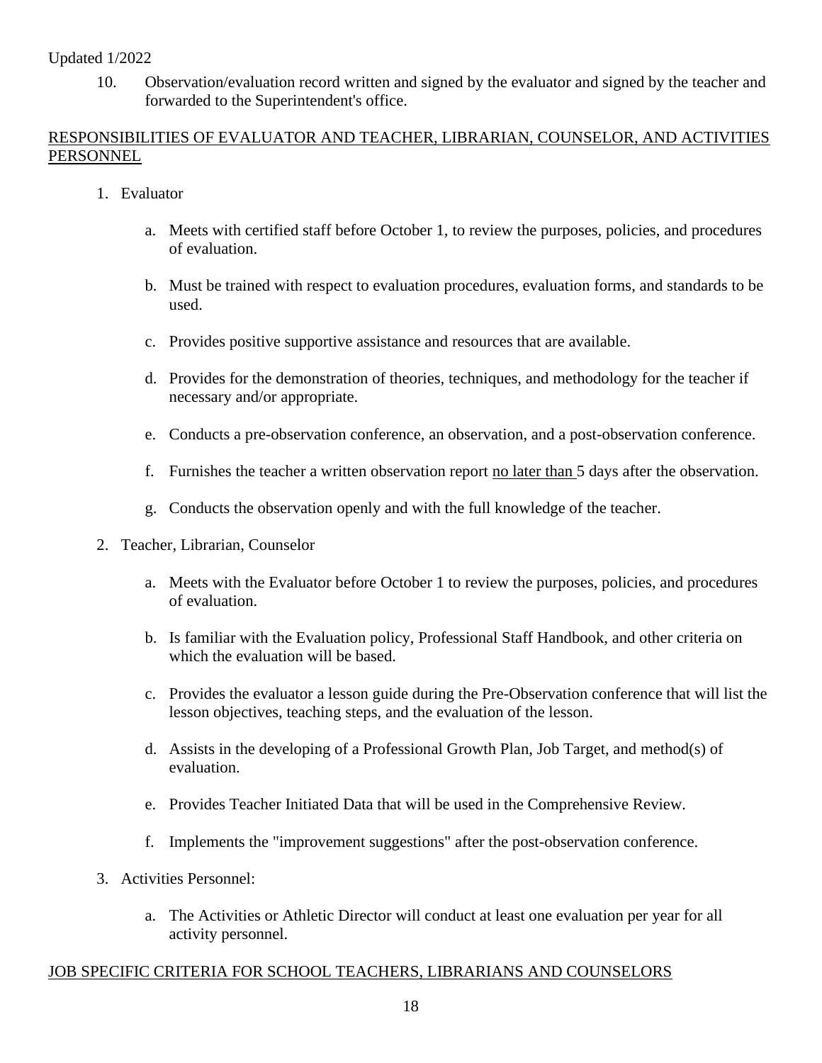Updated 1/2022

10. Observation/evaluation record written and signed by the evaluator and signed by the teacher and forwarded to the Superintendent's office.

<u>RESPONSIBILITIES OF EVALUATOR AND TEACHER, LIBRARIAN, COUNSELOR, AND ACTIVITIES PERSONNEL</u>

1. Evaluator

   a. Meets with certified staff before October 1, to review the purposes, policies, and procedures of evaluation.

   b. Must be trained with respect to evaluation procedures, evaluation forms, and standards to be used.

   c. Provides positive supportive assistance and resources that are available.

   d. Provides for the demonstration of theories, techniques, and methodology for the teacher if necessary and/or appropriate.

   e. Conducts a pre-observation conference, an observation, and a post-observation conference.

   f. Furnishes the teacher a written observation report <u>no later than</u> 5 days after the observation.

   g. Conducts the observation openly and with the full knowledge of the teacher.

2. Teacher, Librarian, Counselor

   a. Meets with the Evaluator before October 1 to review the purposes, policies, and procedures of evaluation.

   b. Is familiar with the Evaluation policy, Professional Staff Handbook, and other criteria on which the evaluation will be based.

   c. Provides the evaluator a lesson guide during the Pre-Observation conference that will list the lesson objectives, teaching steps, and the evaluation of the lesson.

   d. Assists in the developing of a Professional Growth Plan, Job Target, and method(s) of evaluation.

   e. Provides Teacher Initiated Data that will be used in the Comprehensive Review.

   f. Implements the "improvement suggestions" after the post-observation conference.

3. Activities Personnel:

   a. The Activities or Athletic Director will conduct at least one evaluation per year for all activity personnel.

<u>JOB SPECIFIC CRITERIA FOR SCHOOL TEACHERS, LIBRARIANS AND COUNSELORS</u>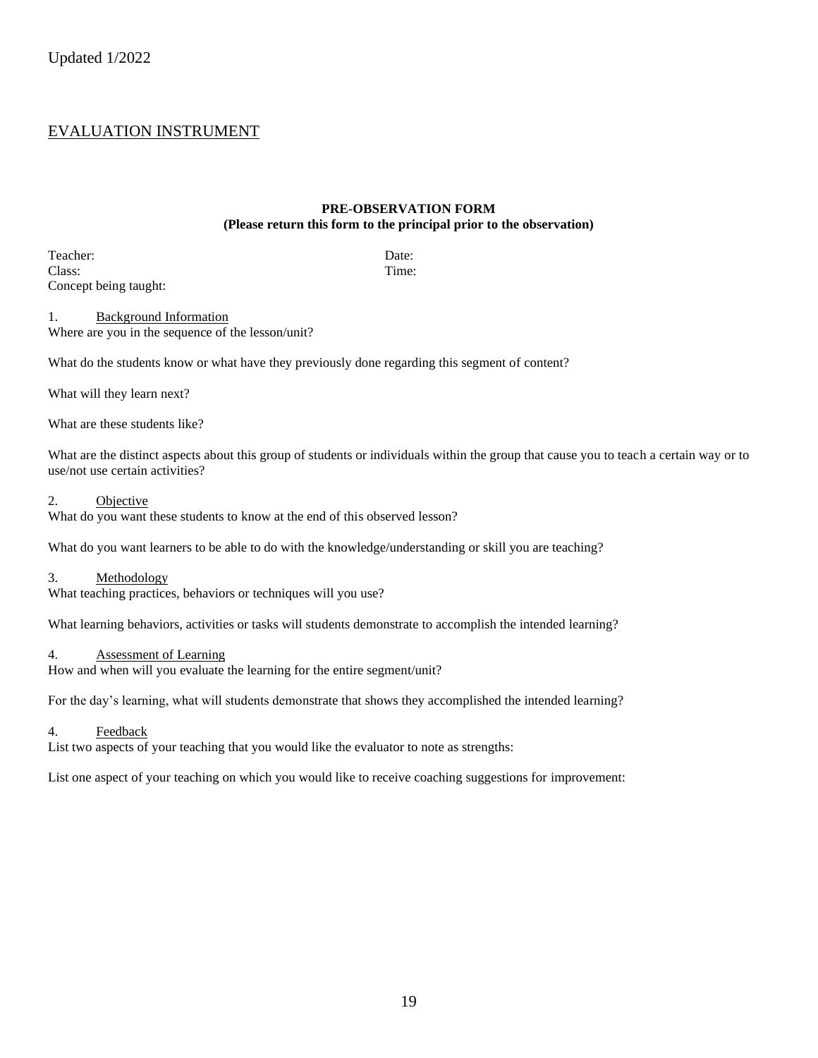Updated 1/2022

## EVALUATION INSTRUMENT

**PRE-OBSERVATION FORM**
**(Please return this form to the principal prior to the observation)**

Teacher: Date:
Class: Time:
Concept being taught:

1. Background Information
Where are you in the sequence of the lesson/unit?

What do the students know or what have they previously done regarding this segment of content?

What will they learn next?

What are these students like?

What are the distinct aspects about this group of students or individuals within the group that cause you to teach a certain way or to use/not use certain activities?

2. Objective
What do you want these students to know at the end of this observed lesson?

What do you want learners to be able to do with the knowledge/understanding or skill you are teaching?

3. Methodology
What teaching practices, behaviors or techniques will you use?

What learning behaviors, activities or tasks will students demonstrate to accomplish the intended learning?

4. Assessment of Learning
How and when will you evaluate the learning for the entire segment/unit?

For the day's learning, what will students demonstrate that shows they accomplished the intended learning?

4. Feedback
List two aspects of your teaching that you would like the evaluator to note as strengths:

List one aspect of your teaching on which you would like to receive coaching suggestions for improvement: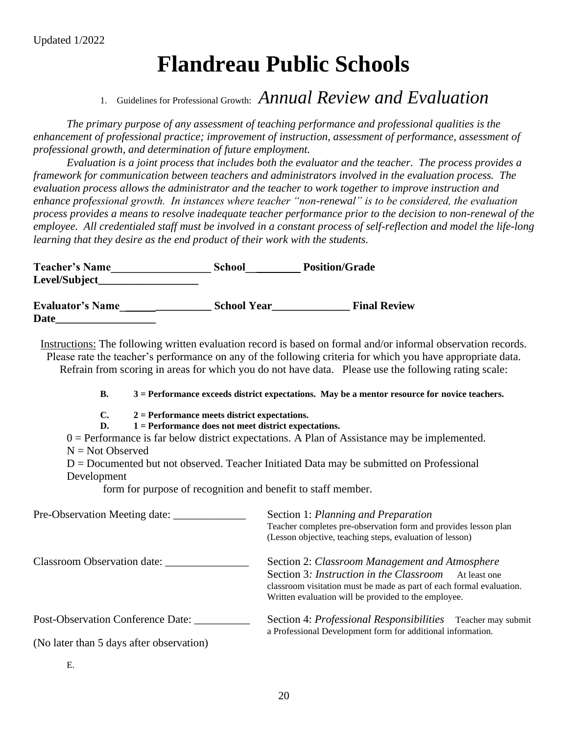Updated 1/2022

# Flandreau Public Schools

1. Guidelines for Professional Growth: *Annual Review and Evaluation*

*The primary purpose of any assessment of teaching performance and professional qualities is the enhancement of professional practice; improvement of instruction, assessment of performance, assessment of professional growth, and determination of future employment.*

*Evaluation is a joint process that includes both the evaluator and the teacher. The process provides a framework for communication between teachers and administrators involved in the evaluation process. The evaluation process allows the administrator and the teacher to work together to improve instruction and enhance professional growth. In instances where teacher "non-renewal" is to be considered, the evaluation process provides a means to resolve inadequate teacher performance prior to the decision to non-renewal of the employee. All credentialed staff must be involved in a constant process of self-reflection and model the life-long learning that they desire as the end product of their work with the students.*

**Teacher's Name__________________ School__________ Position/Grade Level/Subject__________________**

**Evaluator's Name________________ School Year______________ Final Review Date__________________**

Instructions: The following written evaluation record is based on formal and/or informal observation records. Please rate the teacher's performance on any of the following criteria for which you have appropriate data. Refrain from scoring in areas for which you do not have data. Please use the following rating scale:

- **B. 3 = Performance exceeds district expectations. May be a mentor resource for novice teachers.**
- **C. 2 = Performance meets district expectations.**
- **D. 1 = Performance does not meet district expectations.**

0 = Performance is far below district expectations. A Plan of Assistance may be implemented.
N = Not Observed
D = Documented but not observed. Teacher Initiated Data may be submitted on Professional Development form for purpose of recognition and benefit to staff member.

Pre-Observation Meeting date: _____________

Section 1: *Planning and Preparation*
Teacher completes pre-observation form and provides lesson plan (Lesson objective, teaching steps, evaluation of lesson)

Classroom Observation date: _______________

Section 2: *Classroom Management and Atmosphere*
Section 3*: Instruction in the Classroom* At least one classroom visitation must be made as part of each formal evaluation. Written evaluation will be provided to the employee.

Post-Observation Conference Date: __________
(No later than 5 days after observation)

Section 4: *Professional Responsibilities* Teacher may submit a Professional Development form for additional information.

E.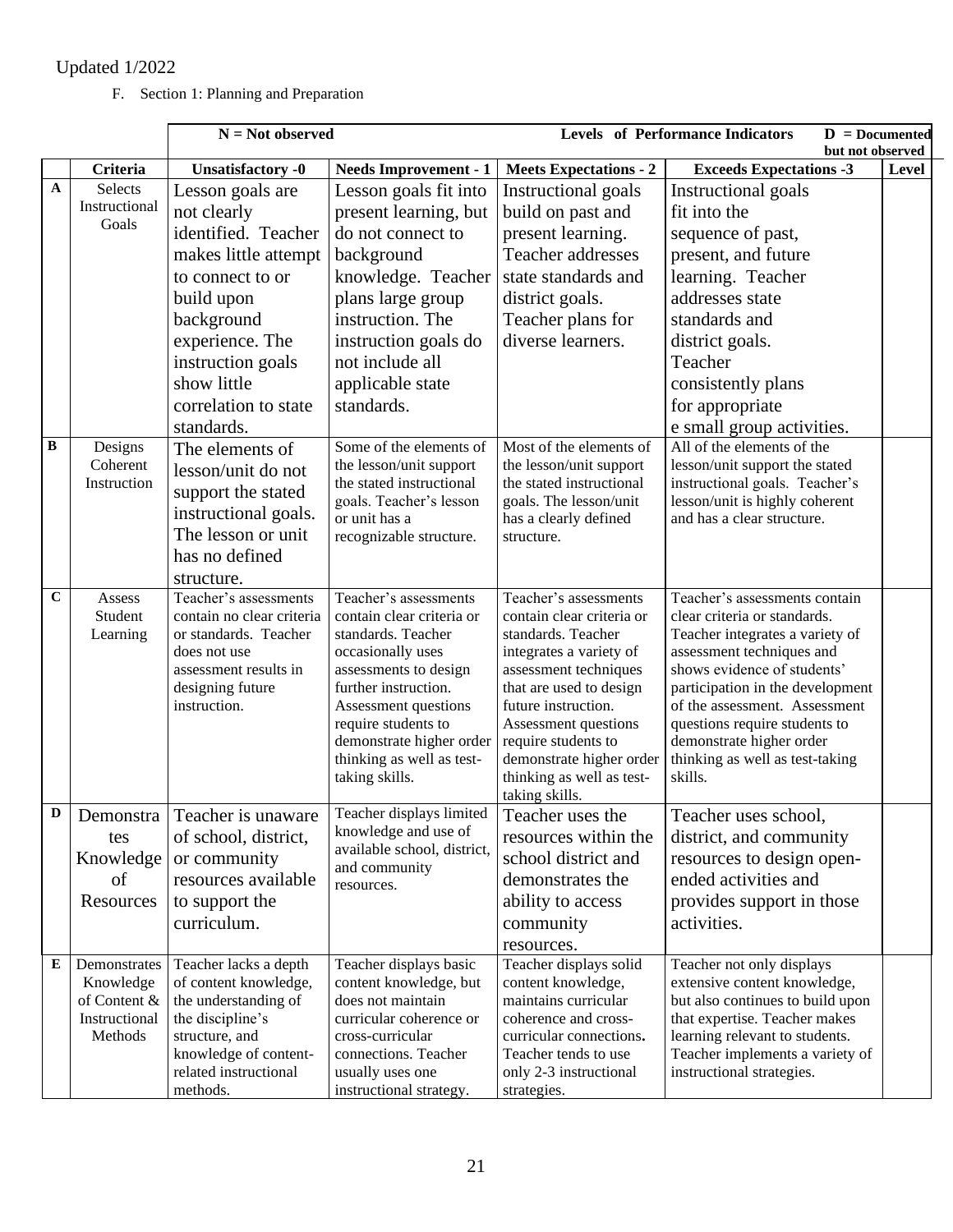Updated 1/2022

F. Section 1: Planning and Preparation

| | | N = Not observed | | Levels of Performance Indicators | D = Documented but not observed | |
|---|---|---|---|---|---|---|
| | **Criteria** | **Unsatisfactory -0** | **Needs Improvement - 1** | **Meets Expectations - 2** | **Exceeds Expectations -3** | **Level** |
| **A** | Selects Instructional Goals | Lesson goals are not clearly identified. Teacher makes little attempt to connect to or build upon background experience. The instruction goals show little correlation to state standards. | Lesson goals fit into present learning, but do not connect to background knowledge. Teacher plans large group instruction. The instruction goals do not include all applicable state standards. | Instructional goals build on past and present learning. Teacher addresses state standards and district goals. Teacher plans for diverse learners. | Instructional goals fit into the sequence of past, present, and future learning. Teacher addresses state standards and district goals. Teacher consistently plans for appropriate e small group activities. | |
| **B** | Designs Coherent Instruction | The elements of lesson/unit do not support the stated instructional goals. The lesson or unit has no defined structure. | Some of the elements of the lesson/unit support the stated instructional goals. Teacher's lesson or unit has a recognizable structure. | Most of the elements of the lesson/unit support the stated instructional goals. The lesson/unit has a clearly defined structure. | All of the elements of the lesson/unit support the stated instructional goals. Teacher's lesson/unit is highly coherent and has a clear structure. | |
| **C** | Assess Student Learning | Teacher's assessments contain no clear criteria or standards. Teacher does not use assessment results in designing future instruction. | Teacher's assessments contain clear criteria or standards. Teacher occasionally uses assessments to design further instruction. Assessment questions require students to demonstrate higher order thinking as well as test-taking skills. | Teacher's assessments contain clear criteria or standards. Teacher integrates a variety of assessment techniques that are used to design future instruction. Assessment questions require students to demonstrate higher order thinking as well as test-taking skills. | Teacher's assessments contain clear criteria or standards. Teacher integrates a variety of assessment techniques and shows evidence of students' participation in the development of the assessment. Assessment questions require students to demonstrate higher order thinking as well as test-taking skills. | |
| **D** | Demonstrates Knowledge of Resources | Teacher is unaware of school, district, or community resources available to support the curriculum. | Teacher displays limited knowledge and use of available school, district, and community resources. | Teacher uses the resources within the school district and demonstrates the ability to access community resources. | Teacher uses school, district, and community resources to design open-ended activities and provides support in those activities. | |
| **E** | Demonstrates Knowledge of Content & Instructional Methods | Teacher lacks a depth of content knowledge, the understanding of the discipline's structure, and knowledge of content-related instructional methods. | Teacher displays basic content knowledge, but does not maintain curricular coherence or cross-curricular connections. Teacher usually uses one instructional strategy. | Teacher displays solid content knowledge, maintains curricular coherence and cross-curricular connections**.** Teacher tends to use only 2-3 instructional strategies. | Teacher not only displays extensive content knowledge, but also continues to build upon that expertise. Teacher makes learning relevant to students. Teacher implements a variety of instructional strategies. | |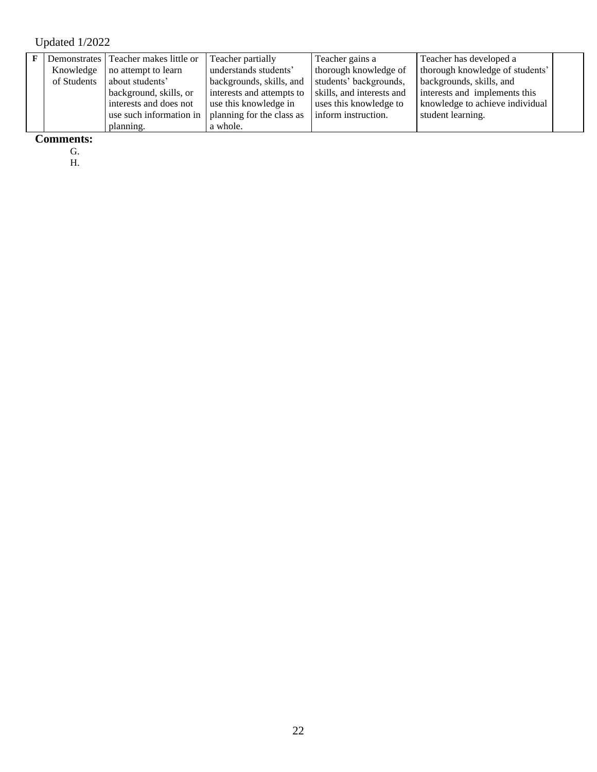Updated 1/2022

| | | | | | | |
|---|---|---|---|---|---|---|
| **F** | Demonstrates Knowledge of Students | Teacher makes little or no attempt to learn about students' background, skills, or interests and does not use such information in planning. | Teacher partially understands students' backgrounds, skills, and interests and attempts to use this knowledge in planning for the class as a whole. | Teacher gains a thorough knowledge of students' backgrounds, skills, and interests and uses this knowledge to inform instruction. | Teacher has developed a thorough knowledge of students' backgrounds, skills, and interests and implements this knowledge to achieve individual student learning. | |

**Comments:**

G.
H.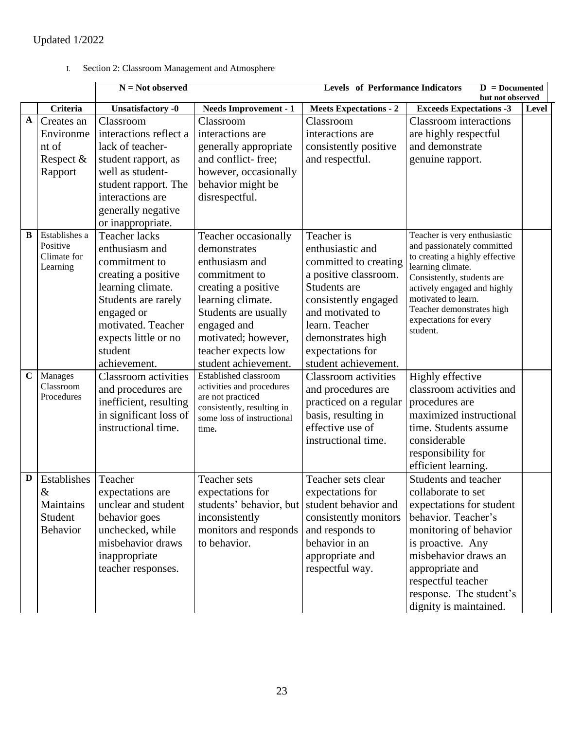Updated 1/2022

I. Section 2: Classroom Management and Atmosphere

| | | N = Not observed | Levels of Performance Indicators | | D = Documented but not observed | |
|---|---|---|---|---|---|---|
| | **Criteria** | **Unsatisfactory -0** | **Needs Improvement - 1** | **Meets Expectations - 2** | **Exceeds Expectations -3** | **Level** |
| **A** | Creates an Environment of Respect & Rapport | Classroom interactions reflect a lack of teacher-student rapport, as well as student-student rapport. The interactions are generally negative or inappropriate. | Classroom interactions are generally appropriate and conflict- free; however, occasionally behavior might be disrespectful. | Classroom interactions are consistently positive and respectful. | Classroom interactions are highly respectful and demonstrate genuine rapport. | |
| **B** | Establishes a Positive Climate for Learning | Teacher lacks enthusiasm and commitment to creating a positive learning climate. Students are rarely engaged or motivated. Teacher expects little or no student achievement. | Teacher occasionally demonstrates enthusiasm and commitment to creating a positive learning climate. Students are usually engaged and motivated; however, teacher expects low student achievement. | Teacher is enthusiastic and committed to creating a positive classroom. Students are consistently engaged and motivated to learn. Teacher demonstrates high expectations for student achievement. | Teacher is very enthusiastic and passionately committed to creating a highly effective learning climate. Consistently, students are actively engaged and highly motivated to learn. Teacher demonstrates high expectations for every student. | |
| **C** | Manages Classroom Procedures | Classroom activities and procedures are inefficient, resulting in significant loss of instructional time. | Established classroom activities and procedures are not practiced consistently, resulting in some loss of instructional time. | Classroom activities and procedures are practiced on a regular basis, resulting in effective use of instructional time. | Highly effective classroom activities and procedures are maximized instructional time. Students assume considerable responsibility for efficient learning. | |
| **D** | Establishes & Maintains Student Behavior | Teacher expectations are unclear and student behavior goes unchecked, while misbehavior draws inappropriate teacher responses. | Teacher sets expectations for students' behavior, but inconsistently monitors and responds to behavior. | Teacher sets clear expectations for student behavior and consistently monitors and responds to behavior in an appropriate and respectful way. | Students and teacher collaborate to set expectations for student behavior. Teacher's monitoring of behavior is proactive. Any misbehavior draws an appropriate and respectful teacher response. The student's dignity is maintained. | |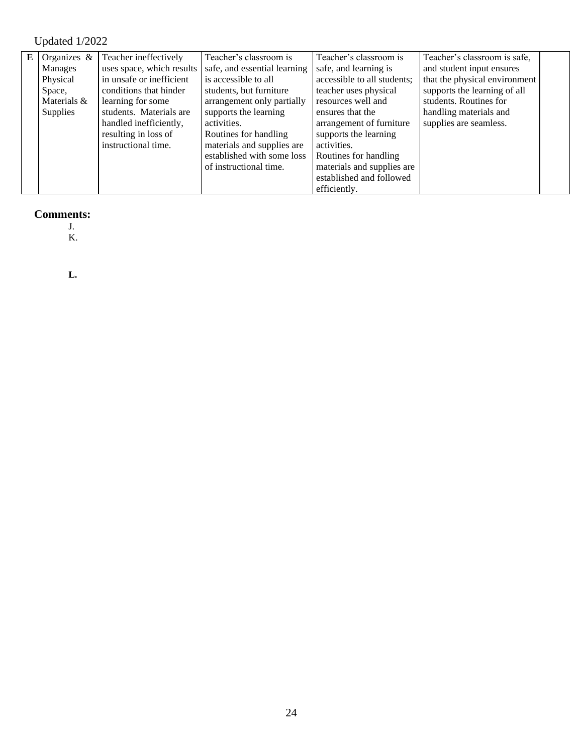Updated 1/2022

| | | | | | | |
|---|---|---|---|---|---|---|
| **E** | Organizes & Manages Physical Space, Materials & Supplies | Teacher ineffectively uses space, which results in unsafe or inefficient conditions that hinder learning for some students. Materials are handled inefficiently, resulting in loss of instructional time. | Teacher's classroom is safe, and essential learning is accessible to all students, but furniture arrangement only partially supports the learning activities. Routines for handling materials and supplies are established with some loss of instructional time. | Teacher's classroom is safe, and learning is accessible to all students; teacher uses physical resources well and ensures that the arrangement of furniture supports the learning activities. Routines for handling materials and supplies are established and followed efficiently. | Teacher's classroom is safe, and student input ensures that the physical environment supports the learning of all students. Routines for handling materials and supplies are seamless. | |

**Comments:**

J.
K.

**L.**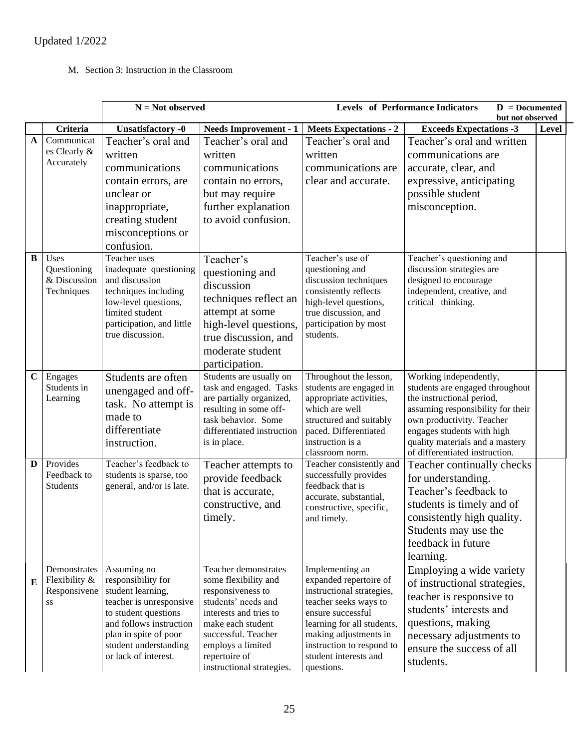Updated 1/2022

M. Section 3: Instruction in the Classroom

| | | N = Not observed | | Levels of Performance Indicators | D = Documented but not observed | |
|---|---|---|---|---|---|---|
| | **Criteria** | **Unsatisfactory -0** | **Needs Improvement - 1** | **Meets Expectations - 2** | **Exceeds Expectations -3** | **Level** |
| **A** | Communicates Clearly & Accurately | Teacher's oral and written communications contain errors, are unclear or inappropriate, creating student misconceptions or confusion. | Teacher's oral and written communications contain no errors, but may require further explanation to avoid confusion. | Teacher's oral and written communications are clear and accurate. | Teacher's oral and written communications are accurate, clear, and expressive, anticipating possible student misconception. | |
| **B** | Uses Questioning & Discussion Techniques | Teacher uses inadequate questioning and discussion techniques including low-level questions, limited student participation, and little true discussion. | Teacher's questioning and discussion techniques reflect an attempt at some high-level questions, true discussion, and moderate student participation. | Teacher's use of questioning and discussion techniques consistently reflects high-level questions, true discussion, and participation by most students. | Teacher's questioning and discussion strategies are designed to encourage independent, creative, and critical thinking. | |
| **C** | Engages Students in Learning | Students are often unengaged and off-task. No attempt is made to differentiate instruction. | Students are usually on task and engaged. Tasks are partially organized, resulting in some off-task behavior. Some differentiated instruction is in place. | Throughout the lesson, students are engaged in appropriate activities, which are well structured and suitably paced. Differentiated instruction is a classroom norm. | Working independently, students are engaged throughout the instructional period, assuming responsibility for their own productivity. Teacher engages students with high quality materials and a mastery of differentiated instruction. | |
| **D** | Provides Feedback to Students | Teacher's feedback to students is sparse, too general, and/or is late. | Teacher attempts to provide feedback that is accurate, constructive, and timely. | Teacher consistently and successfully provides feedback that is accurate, substantial, constructive, specific, and timely. | Teacher continually checks for understanding. Teacher's feedback to students is timely and of consistently high quality. Students may use the feedback in future learning. | |
| **E** | Demonstrates Flexibility & Responsiveness | Assuming no responsibility for student learning, teacher is unresponsive to student questions and follows instruction plan in spite of poor student understanding or lack of interest. | Teacher demonstrates some flexibility and responsiveness to students' needs and interests and tries to make each student successful. Teacher employs a limited repertoire of instructional strategies. | Implementing an expanded repertoire of instructional strategies, teacher seeks ways to ensure successful learning for all students, making adjustments in instruction to respond to student interests and questions. | Employing a wide variety of instructional strategies, teacher is responsive to students' interests and questions, making necessary adjustments to ensure the success of all students. | |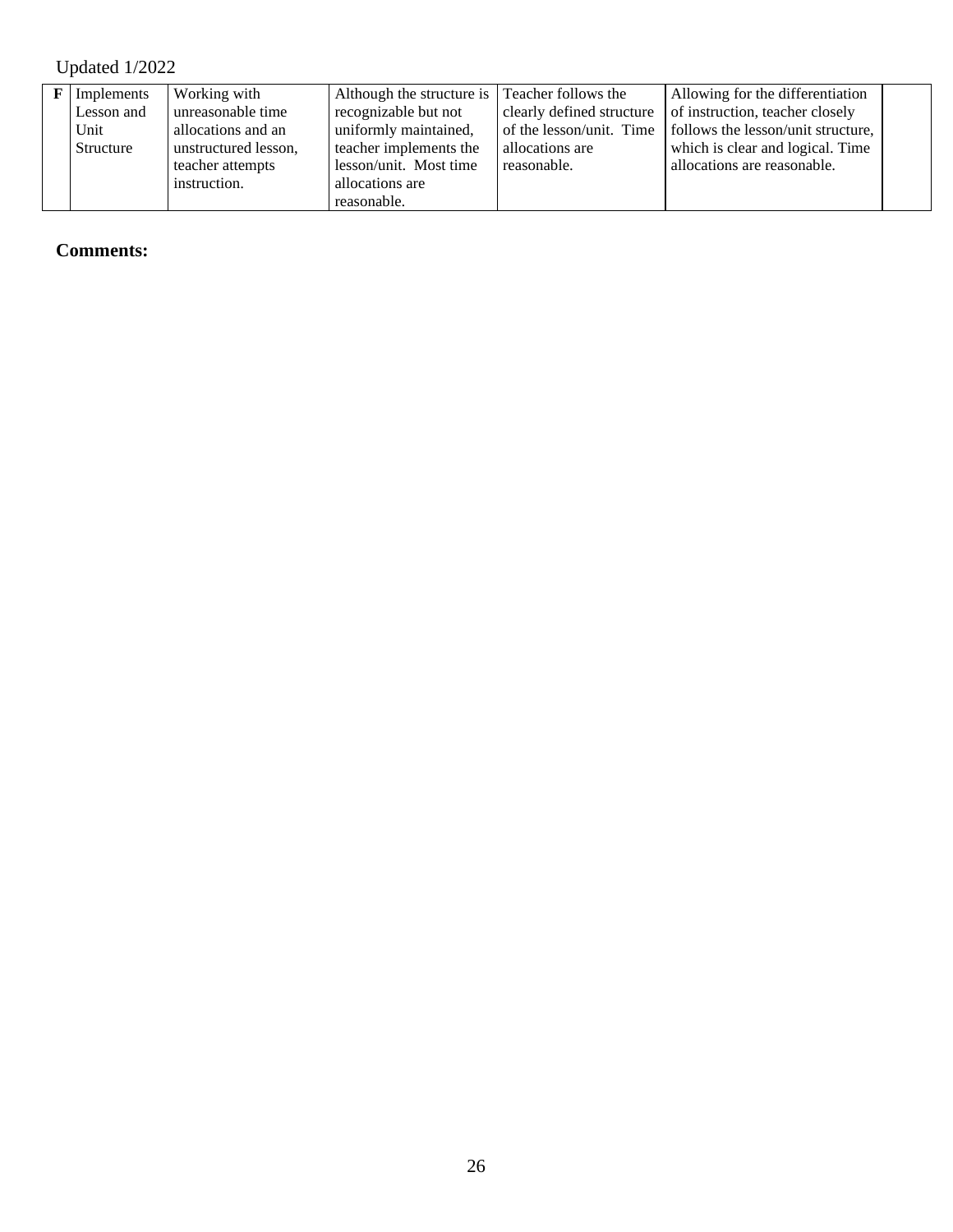| | | | | | | |
|---|---|---|---|---|---|---|
| **F** | Implements Lesson and Unit Structure | Working with unreasonable time allocations and an unstructured lesson, teacher attempts instruction. | Although the structure is recognizable but not uniformly maintained, teacher implements the lesson/unit. Most time allocations are reasonable. | Teacher follows the clearly defined structure of the lesson/unit. Time allocations are reasonable. | Allowing for the differentiation of instruction, teacher closely follows the lesson/unit structure, which is clear and logical. Time allocations are reasonable. | |

**Comments:**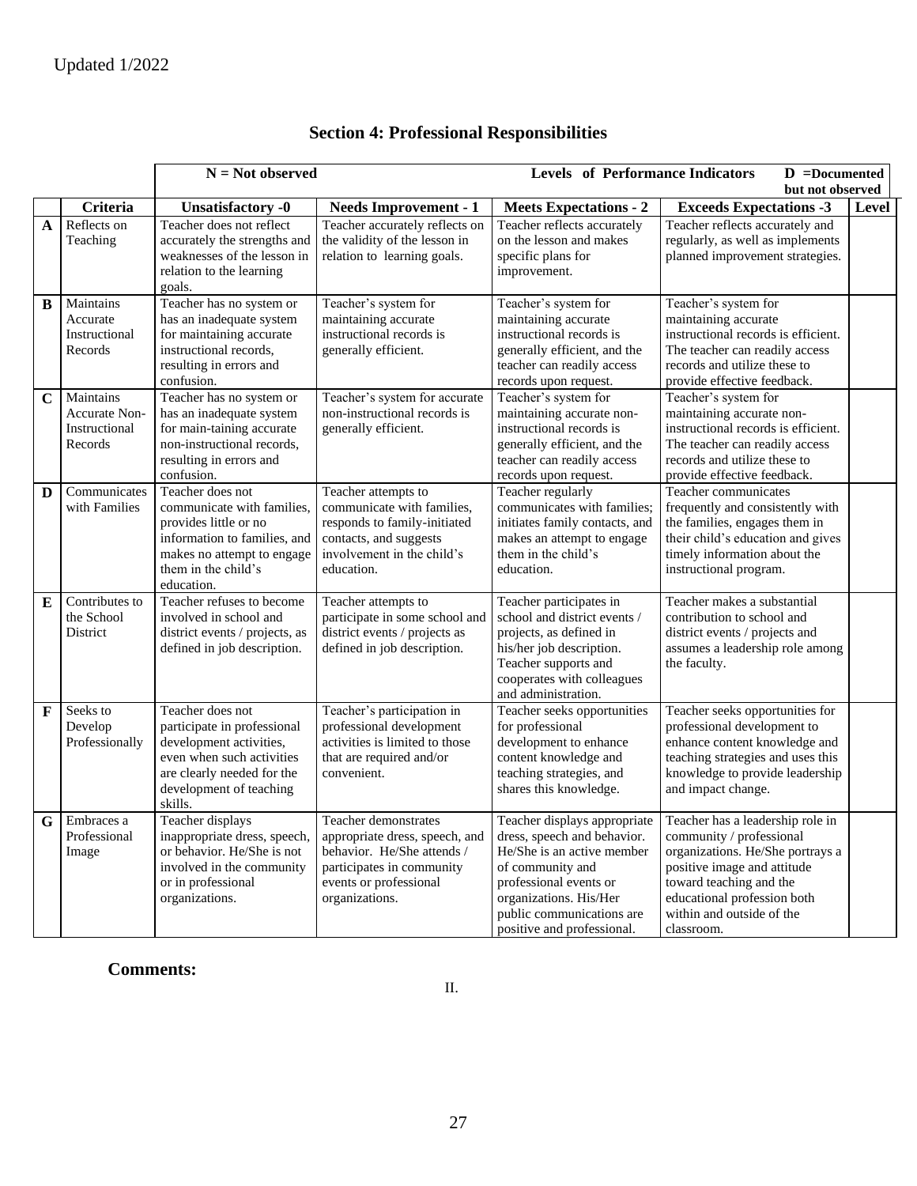Updated 1/2022

## Section 4: Professional Responsibilities

| | | N = Not observed | | Levels of Performance Indicators | D =Documented but not observed | |
|---|---|---|---|---|---|---|
| | **Criteria** | **Unsatisfactory -0** | **Needs Improvement - 1** | **Meets Expectations - 2** | **Exceeds Expectations -3** | **Level** |
| **A** | Reflects on Teaching | Teacher does not reflect accurately the strengths and weaknesses of the lesson in relation to the learning goals. | Teacher accurately reflects on the validity of the lesson in relation to learning goals. | Teacher reflects accurately on the lesson and makes specific plans for improvement. | Teacher reflects accurately and regularly, as well as implements planned improvement strategies. | |
| **B** | Maintains Accurate Instructional Records | Teacher has no system or has an inadequate system for maintaining accurate instructional records, resulting in errors and confusion. | Teacher's system for maintaining accurate instructional records is generally efficient. | Teacher's system for maintaining accurate instructional records is generally efficient, and the teacher can readily access records upon request. | Teacher's system for maintaining accurate instructional records is efficient. The teacher can readily access records and utilize these to provide effective feedback. | |
| **C** | Maintains Accurate Non-Instructional Records | Teacher has no system or has an inadequate system for main-taining accurate non-instructional records, resulting in errors and confusion. | Teacher's system for accurate non-instructional records is generally efficient. | Teacher's system for maintaining accurate non-instructional records is generally efficient, and the teacher can readily access records upon request. | Teacher's system for maintaining accurate non-instructional records is efficient. The teacher can readily access records and utilize these to provide effective feedback. | |
| **D** | Communicates with Families | Teacher does not communicate with families, provides little or no information to families, and makes no attempt to engage them in the child's education. | Teacher attempts to communicate with families, responds to family-initiated contacts, and suggests involvement in the child's education. | Teacher regularly communicates with families; initiates family contacts, and makes an attempt to engage them in the child's education. | Teacher communicates frequently and consistently with the families, engages them in their child's education and gives timely information about the instructional program. | |
| **E** | Contributes to the School District | Teacher refuses to become involved in school and district events / projects, as defined in job description. | Teacher attempts to participate in some school and district events / projects as defined in job description. | Teacher participates in school and district events / projects, as defined in his/her job description. Teacher supports and cooperates with colleagues and administration. | Teacher makes a substantial contribution to school and district events / projects and assumes a leadership role among the faculty. | |
| **F** | Seeks to Develop Professionally | Teacher does not participate in professional development activities, even when such activities are clearly needed for the development of teaching skills. | Teacher's participation in professional development activities is limited to those that are required and/or convenient. | Teacher seeks opportunities for professional development to enhance content knowledge and teaching strategies, and shares this knowledge. | Teacher seeks opportunities for professional development to enhance content knowledge and teaching strategies and uses this knowledge to provide leadership and impact change. | |
| **G** | Embraces a Professional Image | Teacher displays inappropriate dress, speech, or behavior. He/She is not involved in the community or in professional organizations. | Teacher demonstrates appropriate dress, speech, and behavior. He/She attends / participates in community events or professional organizations. | Teacher displays appropriate dress, speech and behavior. He/She is an active member of community and professional events or organizations. His/Her public communications are positive and professional. | Teacher has a leadership role in community / professional organizations. He/She portrays a positive image and attitude toward teaching and the educational profession both within and outside of the classroom. | |

**Comments:**

II.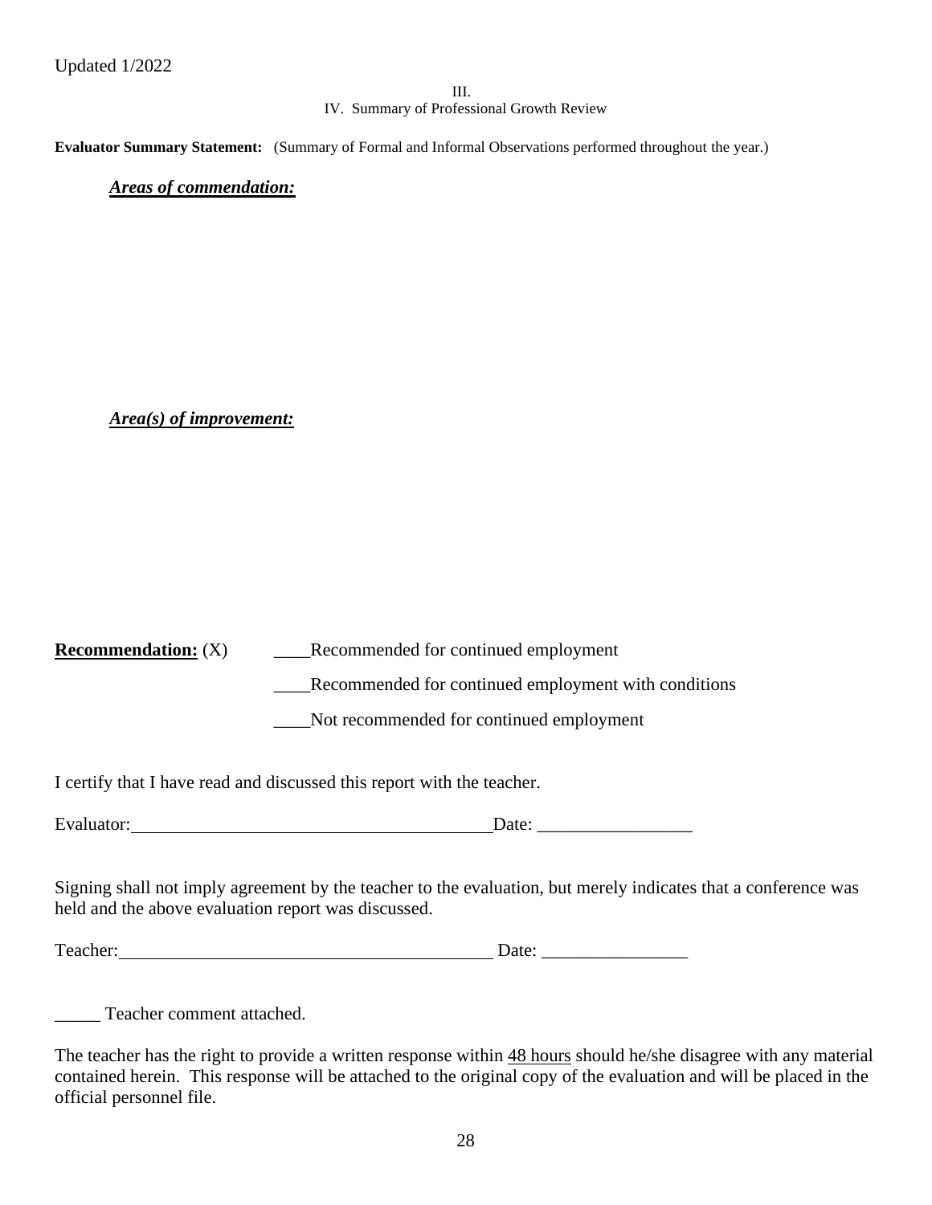Updated 1/2022

III.

IV. Summary of Professional Growth Review

**Evaluator Summary Statement:** (Summary of Formal and Informal Observations performed throughout the year.)

***Areas of commendation:***

***Area(s) of improvement:***

**Recommendation:** (X) ____Recommended for continued employment

____Recommended for continued employment with conditions

____Not recommended for continued employment

I certify that I have read and discussed this report with the teacher.

Evaluator:________________________________________Date: _________________

Signing shall not imply agreement by the teacher to the evaluation, but merely indicates that a conference was held and the above evaluation report was discussed.

Teacher:_________________________________________ Date: ________________

_____ Teacher comment attached.

The teacher has the right to provide a written response within 48 hours should he/she disagree with any material contained herein. This response will be attached to the original copy of the evaluation and will be placed in the official personnel file.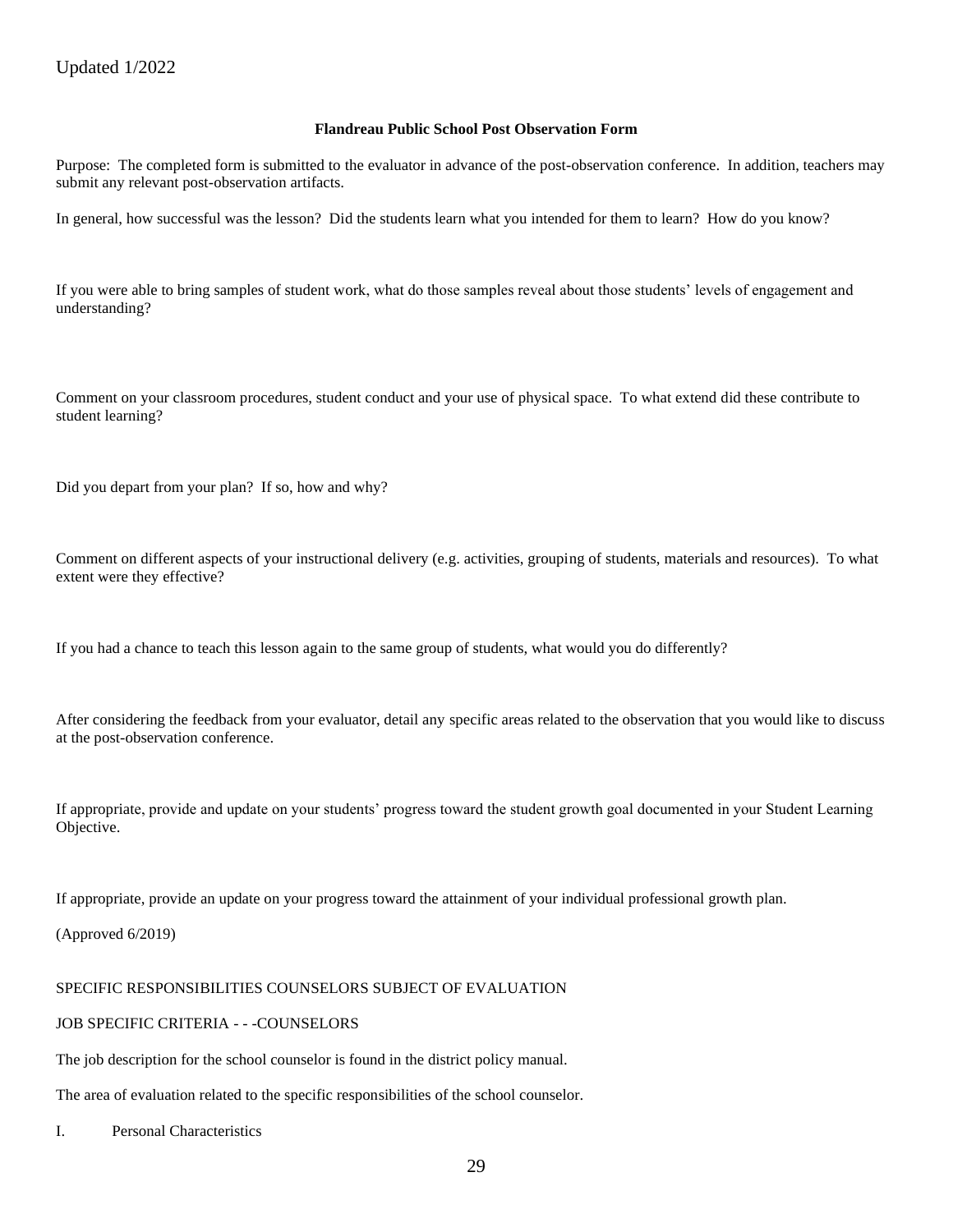Updated 1/2022

**Flandreau Public School Post Observation Form**

Purpose: The completed form is submitted to the evaluator in advance of the post-observation conference. In addition, teachers may submit any relevant post-observation artifacts.

In general, how successful was the lesson? Did the students learn what you intended for them to learn? How do you know?

If you were able to bring samples of student work, what do those samples reveal about those students' levels of engagement and understanding?

Comment on your classroom procedures, student conduct and your use of physical space. To what extend did these contribute to student learning?

Did you depart from your plan? If so, how and why?

Comment on different aspects of your instructional delivery (e.g. activities, grouping of students, materials and resources). To what extent were they effective?

If you had a chance to teach this lesson again to the same group of students, what would you do differently?

After considering the feedback from your evaluator, detail any specific areas related to the observation that you would like to discuss at the post-observation conference.

If appropriate, provide and update on your students' progress toward the student growth goal documented in your Student Learning Objective.

If appropriate, provide an update on your progress toward the attainment of your individual professional growth plan.

(Approved 6/2019)

SPECIFIC RESPONSIBILITIES COUNSELORS SUBJECT OF EVALUATION

JOB SPECIFIC CRITERIA - - -COUNSELORS

The job description for the school counselor is found in the district policy manual.

The area of evaluation related to the specific responsibilities of the school counselor.

I. Personal Characteristics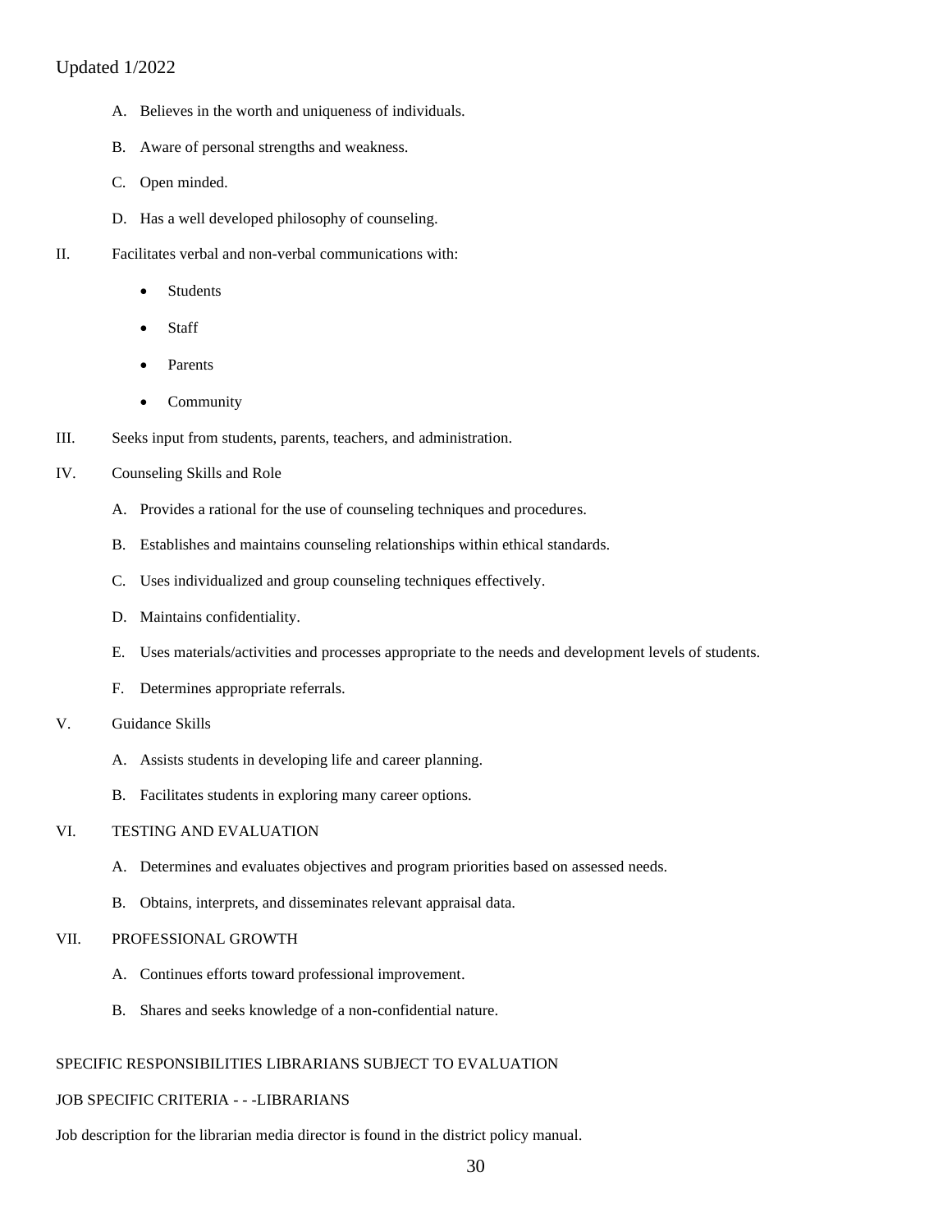A. Believes in the worth and uniqueness of individuals.

B. Aware of personal strengths and weakness.

C. Open minded.

D. Has a well developed philosophy of counseling.

II. Facilitates verbal and non-verbal communications with:

- Students
- Staff
- Parents
- Community

III. Seeks input from students, parents, teachers, and administration.

IV. Counseling Skills and Role

A. Provides a rational for the use of counseling techniques and procedures.

B. Establishes and maintains counseling relationships within ethical standards.

C. Uses individualized and group counseling techniques effectively.

D. Maintains confidentiality.

E. Uses materials/activities and processes appropriate to the needs and development levels of students.

F. Determines appropriate referrals.

V. Guidance Skills

A. Assists students in developing life and career planning.

B. Facilitates students in exploring many career options.

VI. TESTING AND EVALUATION

A. Determines and evaluates objectives and program priorities based on assessed needs.

B. Obtains, interprets, and disseminates relevant appraisal data.

VII. PROFESSIONAL GROWTH

A. Continues efforts toward professional improvement.

B. Shares and seeks knowledge of a non-confidential nature.

SPECIFIC RESPONSIBILITIES LIBRARIANS SUBJECT TO EVALUATION

JOB SPECIFIC CRITERIA - - -LIBRARIANS

Job description for the librarian media director is found in the district policy manual.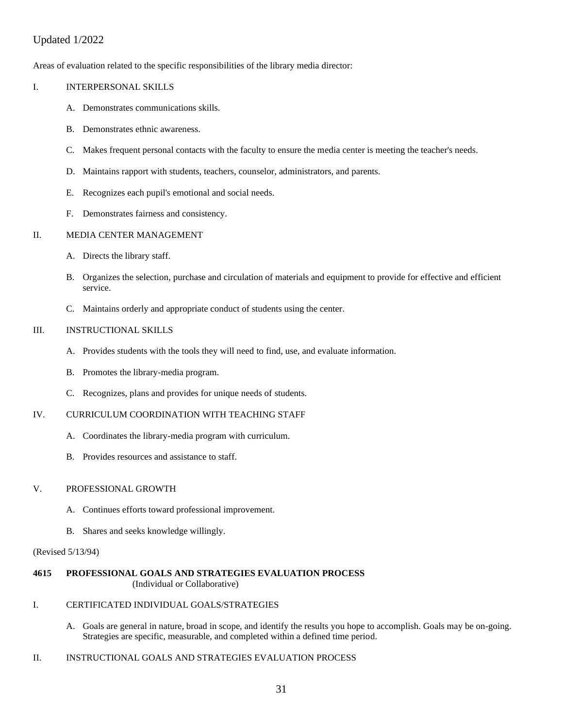Updated 1/2022

Areas of evaluation related to the specific responsibilities of the library media director:

I. INTERPERSONAL SKILLS

  A. Demonstrates communications skills.

  B. Demonstrates ethnic awareness.

  C. Makes frequent personal contacts with the faculty to ensure the media center is meeting the teacher's needs.

  D. Maintains rapport with students, teachers, counselor, administrators, and parents.

  E. Recognizes each pupil's emotional and social needs.

  F. Demonstrates fairness and consistency.

II. MEDIA CENTER MANAGEMENT

  A. Directs the library staff.

  B. Organizes the selection, purchase and circulation of materials and equipment to provide for effective and efficient service.

  C. Maintains orderly and appropriate conduct of students using the center.

III. INSTRUCTIONAL SKILLS

  A. Provides students with the tools they will need to find, use, and evaluate information.

  B. Promotes the library-media program.

  C. Recognizes, plans and provides for unique needs of students.

IV. CURRICULUM COORDINATION WITH TEACHING STAFF

  A. Coordinates the library-media program with curriculum.

  B. Provides resources and assistance to staff.

V. PROFESSIONAL GROWTH

  A. Continues efforts toward professional improvement.

  B. Shares and seeks knowledge willingly.

(Revised 5/13/94)

**4615 PROFESSIONAL GOALS AND STRATEGIES EVALUATION PROCESS**
(Individual or Collaborative)

I. CERTIFICATED INDIVIDUAL GOALS/STRATEGIES

  A. Goals are general in nature, broad in scope, and identify the results you hope to accomplish. Goals may be on-going. Strategies are specific, measurable, and completed within a defined time period.

II. INSTRUCTIONAL GOALS AND STRATEGIES EVALUATION PROCESS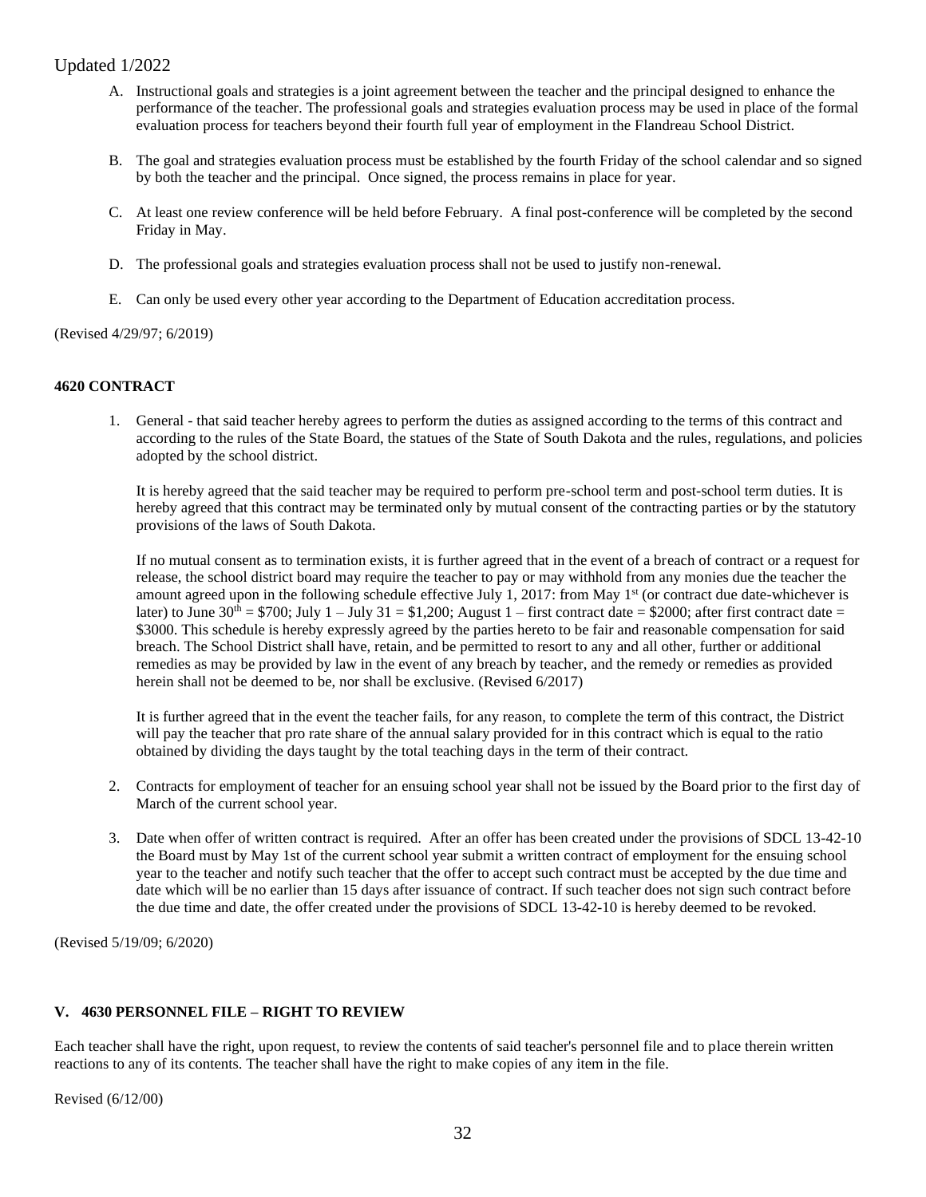Updated 1/2022

A. Instructional goals and strategies is a joint agreement between the teacher and the principal designed to enhance the performance of the teacher. The professional goals and strategies evaluation process may be used in place of the formal evaluation process for teachers beyond their fourth full year of employment in the Flandreau School District.

B. The goal and strategies evaluation process must be established by the fourth Friday of the school calendar and so signed by both the teacher and the principal. Once signed, the process remains in place for year.

C. At least one review conference will be held before February. A final post-conference will be completed by the second Friday in May.

D. The professional goals and strategies evaluation process shall not be used to justify non-renewal.

E. Can only be used every other year according to the Department of Education accreditation process.

(Revised 4/29/97; 6/2019)

#### 4620 CONTRACT

1. General - that said teacher hereby agrees to perform the duties as assigned according to the terms of this contract and according to the rules of the State Board, the statues of the State of South Dakota and the rules, regulations, and policies adopted by the school district.

   It is hereby agreed that the said teacher may be required to perform pre-school term and post-school term duties. It is hereby agreed that this contract may be terminated only by mutual consent of the contracting parties or by the statutory provisions of the laws of South Dakota.

   If no mutual consent as to termination exists, it is further agreed that in the event of a breach of contract or a request for release, the school district board may require the teacher to pay or may withhold from any monies due the teacher the amount agreed upon in the following schedule effective July 1, 2017: from May 1st (or contract due date-whichever is later) to June 30th = $700; July 1 – July 31 = $1,200; August 1 – first contract date = $2000; after first contract date = $3000. This schedule is hereby expressly agreed by the parties hereto to be fair and reasonable compensation for said breach. The School District shall have, retain, and be permitted to resort to any and all other, further or additional remedies as may be provided by law in the event of any breach by teacher, and the remedy or remedies as provided herein shall not be deemed to be, nor shall be exclusive. (Revised 6/2017)

   It is further agreed that in the event the teacher fails, for any reason, to complete the term of this contract, the District will pay the teacher that pro rate share of the annual salary provided for in this contract which is equal to the ratio obtained by dividing the days taught by the total teaching days in the term of their contract.

2. Contracts for employment of teacher for an ensuing school year shall not be issued by the Board prior to the first day of March of the current school year.

3. Date when offer of written contract is required. After an offer has been created under the provisions of SDCL 13-42-10 the Board must by May 1st of the current school year submit a written contract of employment for the ensuing school year to the teacher and notify such teacher that the offer to accept such contract must be accepted by the due time and date which will be no earlier than 15 days after issuance of contract. If such teacher does not sign such contract before the due time and date, the offer created under the provisions of SDCL 13-42-10 is hereby deemed to be revoked.

(Revised 5/19/09; 6/2020)

#### V. 4630 PERSONNEL FILE – RIGHT TO REVIEW

Each teacher shall have the right, upon request, to review the contents of said teacher's personnel file and to place therein written reactions to any of its contents. The teacher shall have the right to make copies of any item in the file.

Revised (6/12/00)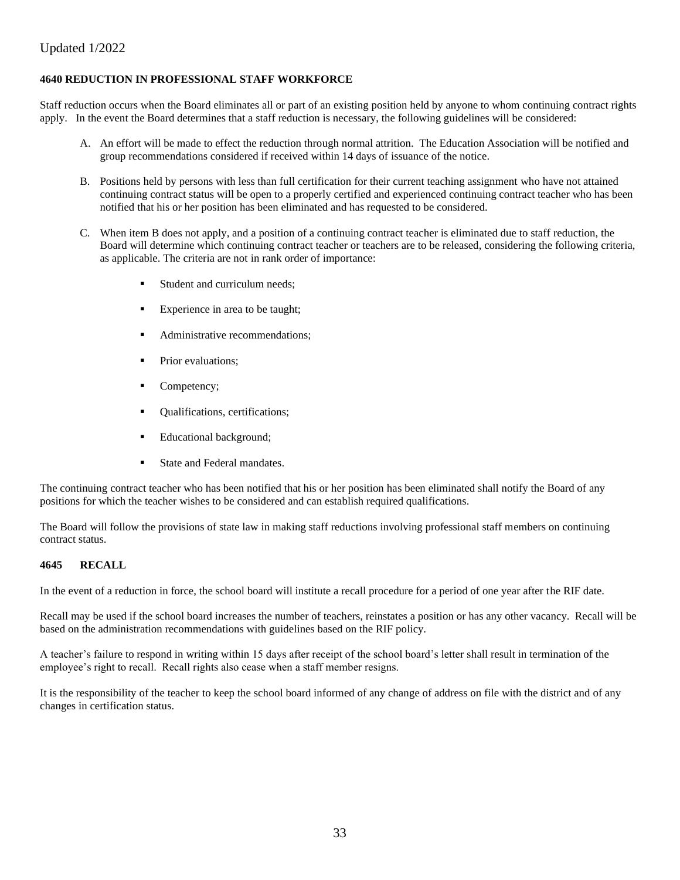Updated 1/2022

### 4640 REDUCTION IN PROFESSIONAL STAFF WORKFORCE

Staff reduction occurs when the Board eliminates all or part of an existing position held by anyone to whom continuing contract rights apply. In the event the Board determines that a staff reduction is necessary, the following guidelines will be considered:

A. An effort will be made to effect the reduction through normal attrition. The Education Association will be notified and group recommendations considered if received within 14 days of issuance of the notice.

B. Positions held by persons with less than full certification for their current teaching assignment who have not attained continuing contract status will be open to a properly certified and experienced continuing contract teacher who has been notified that his or her position has been eliminated and has requested to be considered.

C. When item B does not apply, and a position of a continuing contract teacher is eliminated due to staff reduction, the Board will determine which continuing contract teacher or teachers are to be released, considering the following criteria, as applicable. The criteria are not in rank order of importance:

- Student and curriculum needs;
- Experience in area to be taught;
- Administrative recommendations;
- Prior evaluations;
- Competency;
- Qualifications, certifications;
- Educational background;
- State and Federal mandates.

The continuing contract teacher who has been notified that his or her position has been eliminated shall notify the Board of any positions for which the teacher wishes to be considered and can establish required qualifications.

The Board will follow the provisions of state law in making staff reductions involving professional staff members on continuing contract status.

### 4645 RECALL

In the event of a reduction in force, the school board will institute a recall procedure for a period of one year after the RIF date.

Recall may be used if the school board increases the number of teachers, reinstates a position or has any other vacancy. Recall will be based on the administration recommendations with guidelines based on the RIF policy.

A teacher's failure to respond in writing within 15 days after receipt of the school board's letter shall result in termination of the employee's right to recall. Recall rights also cease when a staff member resigns.

It is the responsibility of the teacher to keep the school board informed of any change of address on file with the district and of any changes in certification status.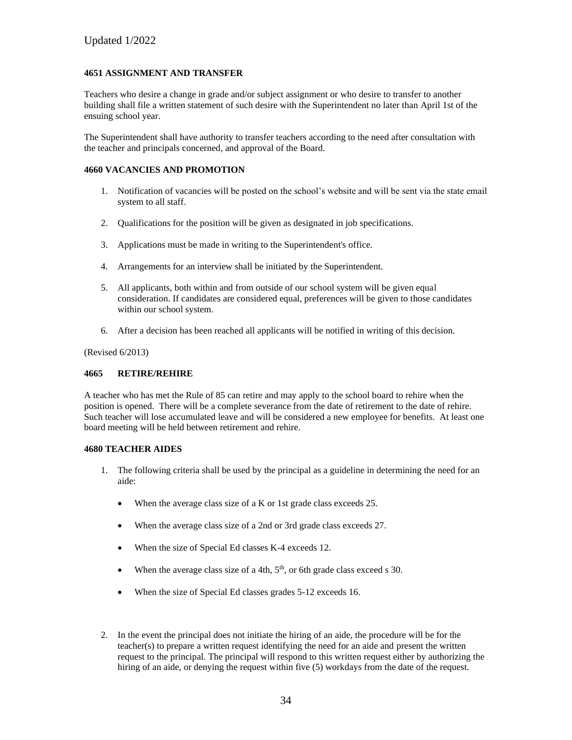Updated 1/2022

**4651 ASSIGNMENT AND TRANSFER**

Teachers who desire a change in grade and/or subject assignment or who desire to transfer to another building shall file a written statement of such desire with the Superintendent no later than April 1st of the ensuing school year.

The Superintendent shall have authority to transfer teachers according to the need after consultation with the teacher and principals concerned, and approval of the Board.

**4660 VACANCIES AND PROMOTION**

1. Notification of vacancies will be posted on the school's website and will be sent via the state email system to all staff.

2. Qualifications for the position will be given as designated in job specifications.

3. Applications must be made in writing to the Superintendent's office.

4. Arrangements for an interview shall be initiated by the Superintendent.

5. All applicants, both within and from outside of our school system will be given equal consideration. If candidates are considered equal, preferences will be given to those candidates within our school system.

6. After a decision has been reached all applicants will be notified in writing of this decision.

(Revised 6/2013)

**4665 RETIRE/REHIRE**

A teacher who has met the Rule of 85 can retire and may apply to the school board to rehire when the position is opened. There will be a complete severance from the date of retirement to the date of rehire. Such teacher will lose accumulated leave and will be considered a new employee for benefits. At least one board meeting will be held between retirement and rehire.

**4680 TEACHER AIDES**

1. The following criteria shall be used by the principal as a guideline in determining the need for an aide:

   - When the average class size of a K or 1st grade class exceeds 25.

   - When the average class size of a 2nd or 3rd grade class exceeds 27.

   - When the size of Special Ed classes K-4 exceeds 12.

   - When the average class size of a 4th, 5th, or 6th grade class exceed s 30.

   - When the size of Special Ed classes grades 5-12 exceeds 16.

2. In the event the principal does not initiate the hiring of an aide, the procedure will be for the teacher(s) to prepare a written request identifying the need for an aide and present the written request to the principal. The principal will respond to this written request either by authorizing the hiring of an aide, or denying the request within five (5) workdays from the date of the request.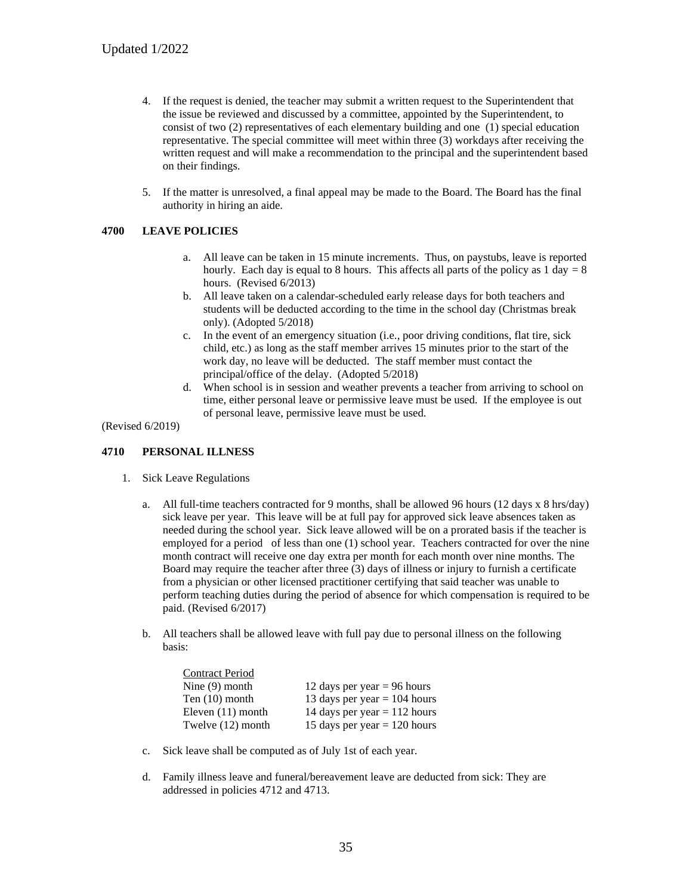4. If the request is denied, the teacher may submit a written request to the Superintendent that the issue be reviewed and discussed by a committee, appointed by the Superintendent, to consist of two (2) representatives of each elementary building and one (1) special education representative. The special committee will meet within three (3) workdays after receiving the written request and will make a recommendation to the principal and the superintendent based on their findings.

5. If the matter is unresolved, a final appeal may be made to the Board. The Board has the final authority in hiring an aide.

## 4700 LEAVE POLICIES

a. All leave can be taken in 15 minute increments. Thus, on paystubs, leave is reported hourly. Each day is equal to 8 hours. This affects all parts of the policy as 1 day = 8 hours. (Revised 6/2013)

b. All leave taken on a calendar-scheduled early release days for both teachers and students will be deducted according to the time in the school day (Christmas break only). (Adopted 5/2018)

c. In the event of an emergency situation (i.e., poor driving conditions, flat tire, sick child, etc.) as long as the staff member arrives 15 minutes prior to the start of the work day, no leave will be deducted. The staff member must contact the principal/office of the delay. (Adopted 5/2018)

d. When school is in session and weather prevents a teacher from arriving to school on time, either personal leave or permissive leave must be used. If the employee is out of personal leave, permissive leave must be used.

(Revised 6/2019)

## 4710 PERSONAL ILLNESS

1. Sick Leave Regulations

   a. All full-time teachers contracted for 9 months, shall be allowed 96 hours (12 days x 8 hrs/day) sick leave per year. This leave will be at full pay for approved sick leave absences taken as needed during the school year. Sick leave allowed will be on a prorated basis if the teacher is employed for a period of less than one (1) school year. Teachers contracted for over the nine month contract will receive one day extra per month for each month over nine months. The Board may require the teacher after three (3) days of illness or injury to furnish a certificate from a physician or other licensed practitioner certifying that said teacher was unable to perform teaching duties during the period of absence for which compensation is required to be paid. (Revised 6/2017)

   b. All teachers shall be allowed leave with full pay due to personal illness on the following basis:

| Contract Period | |
|---|---|
| Nine (9) month | 12 days per year = 96 hours |
| Ten (10) month | 13 days per year = 104 hours |
| Eleven (11) month | 14 days per year = 112 hours |
| Twelve (12) month | 15 days per year = 120 hours |

   c. Sick leave shall be computed as of July 1st of each year.

   d. Family illness leave and funeral/bereavement leave are deducted from sick: They are addressed in policies 4712 and 4713.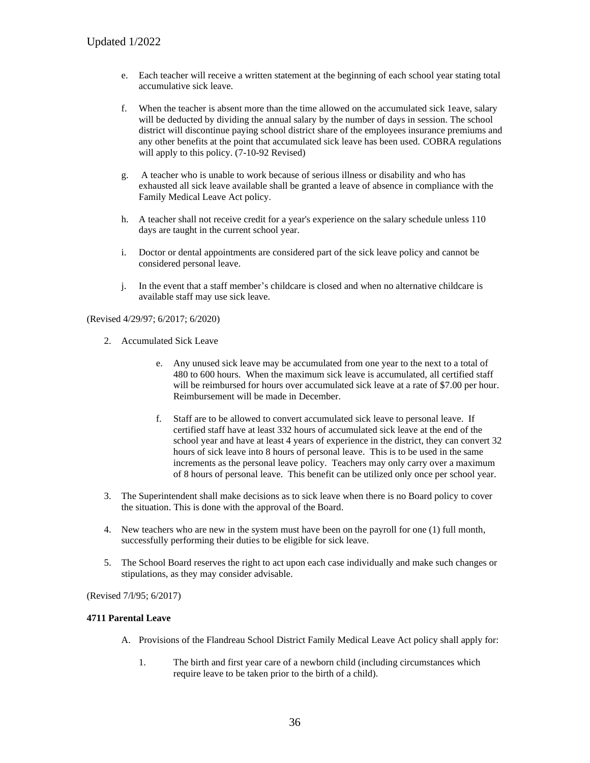e. Each teacher will receive a written statement at the beginning of each school year stating total accumulative sick leave.

f. When the teacher is absent more than the time allowed on the accumulated sick 1eave, salary will be deducted by dividing the annual salary by the number of days in session. The school district will discontinue paying school district share of the employees insurance premiums and any other benefits at the point that accumulated sick leave has been used. COBRA regulations will apply to this policy. (7-10-92 Revised)

g. A teacher who is unable to work because of serious illness or disability and who has exhausted all sick leave available shall be granted a leave of absence in compliance with the Family Medical Leave Act policy.

h. A teacher shall not receive credit for a year's experience on the salary schedule unless 110 days are taught in the current school year.

i. Doctor or dental appointments are considered part of the sick leave policy and cannot be considered personal leave.

j. In the event that a staff member's childcare is closed and when no alternative childcare is available staff may use sick leave.

(Revised 4/29/97; 6/2017; 6/2020)

2. Accumulated Sick Leave

   e. Any unused sick leave may be accumulated from one year to the next to a total of 480 to 600 hours. When the maximum sick leave is accumulated, all certified staff will be reimbursed for hours over accumulated sick leave at a rate of $7.00 per hour. Reimbursement will be made in December.

   f. Staff are to be allowed to convert accumulated sick leave to personal leave. If certified staff have at least 332 hours of accumulated sick leave at the end of the school year and have at least 4 years of experience in the district, they can convert 32 hours of sick leave into 8 hours of personal leave. This is to be used in the same increments as the personal leave policy. Teachers may only carry over a maximum of 8 hours of personal leave. This benefit can be utilized only once per school year.

3. The Superintendent shall make decisions as to sick leave when there is no Board policy to cover the situation. This is done with the approval of the Board.

4. New teachers who are new in the system must have been on the payroll for one (1) full month, successfully performing their duties to be eligible for sick leave.

5. The School Board reserves the right to act upon each case individually and make such changes or stipulations, as they may consider advisable.

(Revised 7/l/95; 6/2017)

**4711 Parental Leave**

A. Provisions of the Flandreau School District Family Medical Leave Act policy shall apply for:

   1. The birth and first year care of a newborn child (including circumstances which require leave to be taken prior to the birth of a child).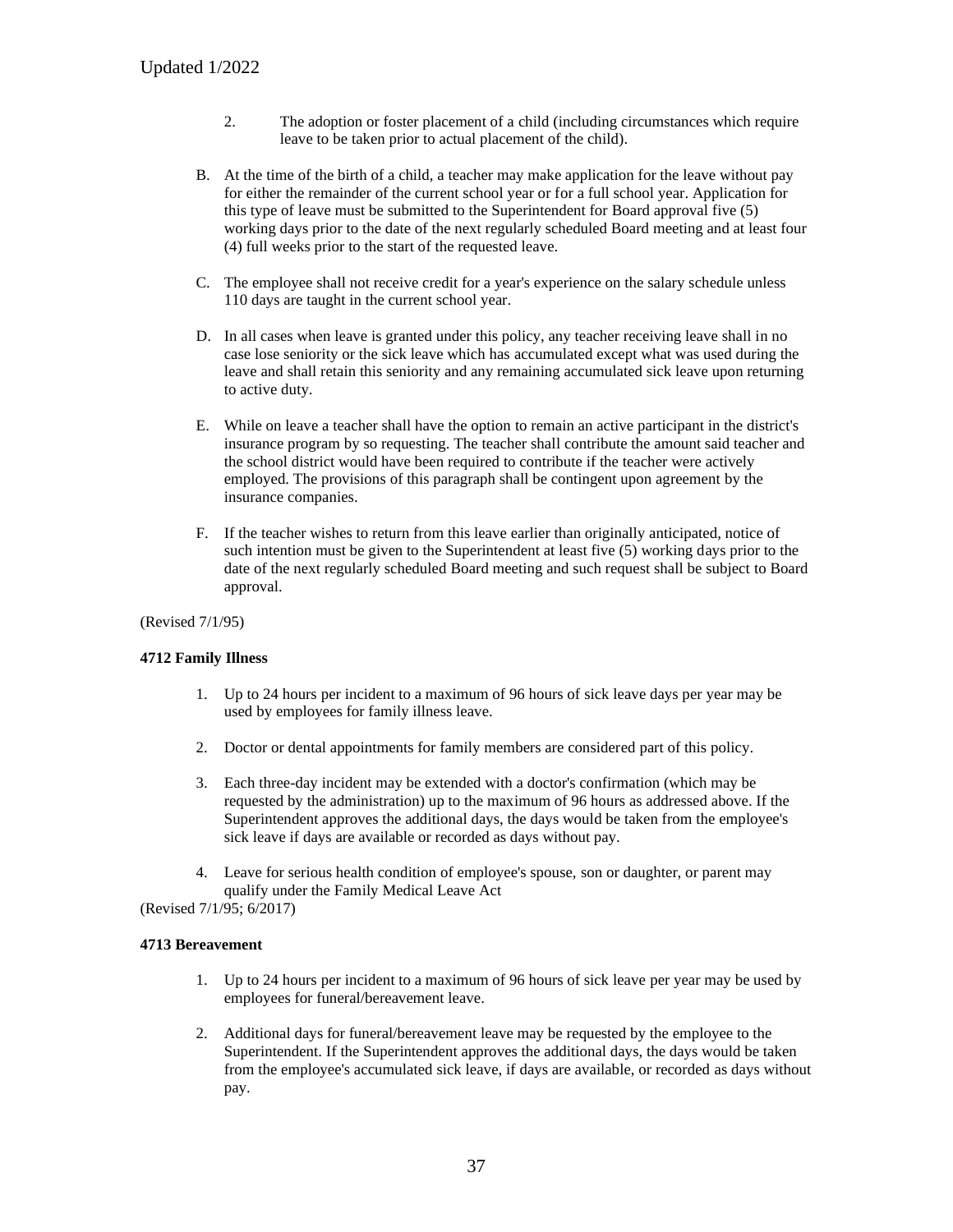2. The adoption or foster placement of a child (including circumstances which require leave to be taken prior to actual placement of the child).

B. At the time of the birth of a child, a teacher may make application for the leave without pay for either the remainder of the current school year or for a full school year. Application for this type of leave must be submitted to the Superintendent for Board approval five (5) working days prior to the date of the next regularly scheduled Board meeting and at least four (4) full weeks prior to the start of the requested leave.

C. The employee shall not receive credit for a year's experience on the salary schedule unless 110 days are taught in the current school year.

D. In all cases when leave is granted under this policy, any teacher receiving leave shall in no case lose seniority or the sick leave which has accumulated except what was used during the leave and shall retain this seniority and any remaining accumulated sick leave upon returning to active duty.

E. While on leave a teacher shall have the option to remain an active participant in the district's insurance program by so requesting. The teacher shall contribute the amount said teacher and the school district would have been required to contribute if the teacher were actively employed. The provisions of this paragraph shall be contingent upon agreement by the insurance companies.

F. If the teacher wishes to return from this leave earlier than originally anticipated, notice of such intention must be given to the Superintendent at least five (5) working days prior to the date of the next regularly scheduled Board meeting and such request shall be subject to Board approval.

(Revised 7/1/95)

**4712 Family Illness**

1. Up to 24 hours per incident to a maximum of 96 hours of sick leave days per year may be used by employees for family illness leave.

2. Doctor or dental appointments for family members are considered part of this policy.

3. Each three-day incident may be extended with a doctor's confirmation (which may be requested by the administration) up to the maximum of 96 hours as addressed above. If the Superintendent approves the additional days, the days would be taken from the employee's sick leave if days are available or recorded as days without pay.

4. Leave for serious health condition of employee's spouse, son or daughter, or parent may qualify under the Family Medical Leave Act

(Revised 7/1/95; 6/2017)

**4713 Bereavement**

1. Up to 24 hours per incident to a maximum of 96 hours of sick leave per year may be used by employees for funeral/bereavement leave.

2. Additional days for funeral/bereavement leave may be requested by the employee to the Superintendent. If the Superintendent approves the additional days, the days would be taken from the employee's accumulated sick leave, if days are available, or recorded as days without pay.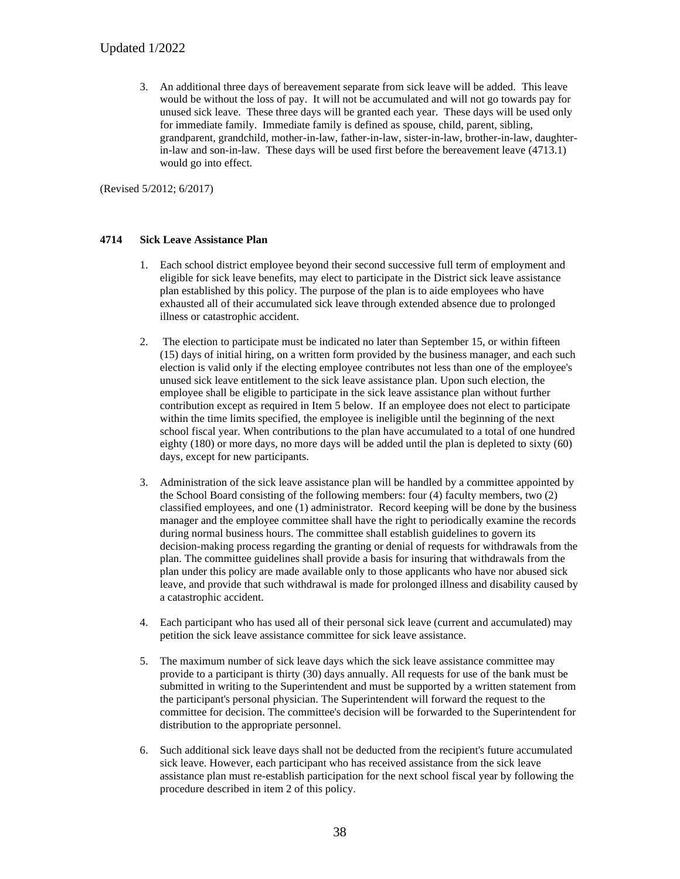3. An additional three days of bereavement separate from sick leave will be added. This leave would be without the loss of pay. It will not be accumulated and will not go towards pay for unused sick leave. These three days will be granted each year. These days will be used only for immediate family. Immediate family is defined as spouse, child, parent, sibling, grandparent, grandchild, mother-in-law, father-in-law, sister-in-law, brother-in-law, daughter-in-law and son-in-law. These days will be used first before the bereavement leave (4713.1) would go into effect.

(Revised 5/2012; 6/2017)

**4714 Sick Leave Assistance Plan**

1. Each school district employee beyond their second successive full term of employment and eligible for sick leave benefits, may elect to participate in the District sick leave assistance plan established by this policy. The purpose of the plan is to aide employees who have exhausted all of their accumulated sick leave through extended absence due to prolonged illness or catastrophic accident.

2. The election to participate must be indicated no later than September 15, or within fifteen (15) days of initial hiring, on a written form provided by the business manager, and each such election is valid only if the electing employee contributes not less than one of the employee's unused sick leave entitlement to the sick leave assistance plan. Upon such election, the employee shall be eligible to participate in the sick leave assistance plan without further contribution except as required in Item 5 below. If an employee does not elect to participate within the time limits specified, the employee is ineligible until the beginning of the next school fiscal year. When contributions to the plan have accumulated to a total of one hundred eighty (180) or more days, no more days will be added until the plan is depleted to sixty (60) days, except for new participants.

3. Administration of the sick leave assistance plan will be handled by a committee appointed by the School Board consisting of the following members: four (4) faculty members, two (2) classified employees, and one (1) administrator. Record keeping will be done by the business manager and the employee committee shall have the right to periodically examine the records during normal business hours. The committee shall establish guidelines to govern its decision-making process regarding the granting or denial of requests for withdrawals from the plan. The committee guidelines shall provide a basis for insuring that withdrawals from the plan under this policy are made available only to those applicants who have nor abused sick leave, and provide that such withdrawal is made for prolonged illness and disability caused by a catastrophic accident.

4. Each participant who has used all of their personal sick leave (current and accumulated) may petition the sick leave assistance committee for sick leave assistance.

5. The maximum number of sick leave days which the sick leave assistance committee may provide to a participant is thirty (30) days annually. All requests for use of the bank must be submitted in writing to the Superintendent and must be supported by a written statement from the participant's personal physician. The Superintendent will forward the request to the committee for decision. The committee's decision will be forwarded to the Superintendent for distribution to the appropriate personnel.

6. Such additional sick leave days shall not be deducted from the recipient's future accumulated sick leave. However, each participant who has received assistance from the sick leave assistance plan must re-establish participation for the next school fiscal year by following the procedure described in item 2 of this policy.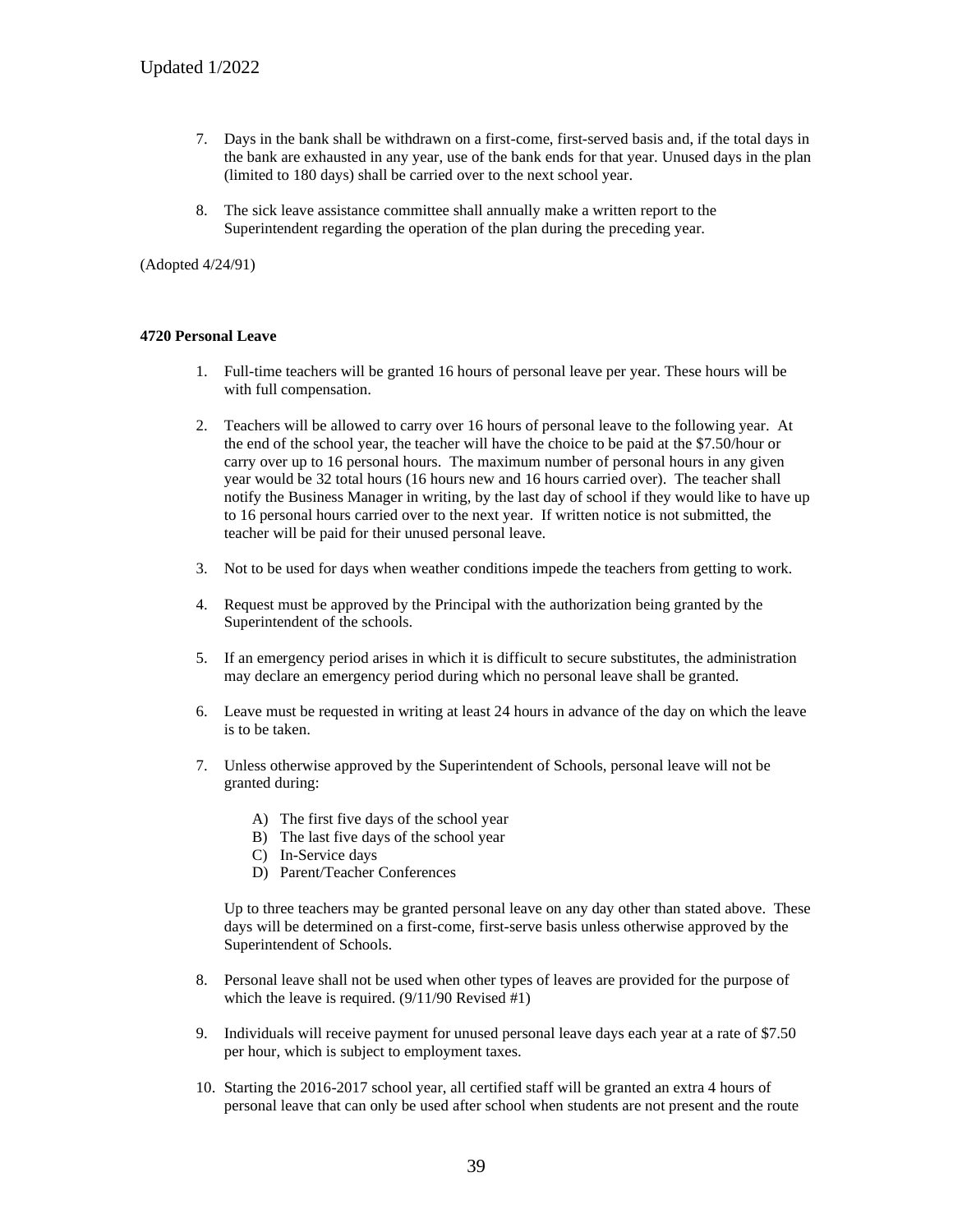7. Days in the bank shall be withdrawn on a first-come, first-served basis and, if the total days in the bank are exhausted in any year, use of the bank ends for that year. Unused days in the plan (limited to 180 days) shall be carried over to the next school year.

8. The sick leave assistance committee shall annually make a written report to the Superintendent regarding the operation of the plan during the preceding year.

(Adopted 4/24/91)

**4720 Personal Leave**

1. Full-time teachers will be granted 16 hours of personal leave per year. These hours will be with full compensation.

2. Teachers will be allowed to carry over 16 hours of personal leave to the following year. At the end of the school year, the teacher will have the choice to be paid at the $7.50/hour or carry over up to 16 personal hours. The maximum number of personal hours in any given year would be 32 total hours (16 hours new and 16 hours carried over). The teacher shall notify the Business Manager in writing, by the last day of school if they would like to have up to 16 personal hours carried over to the next year. If written notice is not submitted, the teacher will be paid for their unused personal leave.

3. Not to be used for days when weather conditions impede the teachers from getting to work.

4. Request must be approved by the Principal with the authorization being granted by the Superintendent of the schools.

5. If an emergency period arises in which it is difficult to secure substitutes, the administration may declare an emergency period during which no personal leave shall be granted.

6. Leave must be requested in writing at least 24 hours in advance of the day on which the leave is to be taken.

7. Unless otherwise approved by the Superintendent of Schools, personal leave will not be granted during:

   A) The first five days of the school year
   B) The last five days of the school year
   C) In-Service days
   D) Parent/Teacher Conferences

   Up to three teachers may be granted personal leave on any day other than stated above. These days will be determined on a first-come, first-serve basis unless otherwise approved by the Superintendent of Schools.

8. Personal leave shall not be used when other types of leaves are provided for the purpose of which the leave is required. (9/11/90 Revised #1)

9. Individuals will receive payment for unused personal leave days each year at a rate of $7.50 per hour, which is subject to employment taxes.

10. Starting the 2016-2017 school year, all certified staff will be granted an extra 4 hours of personal leave that can only be used after school when students are not present and the route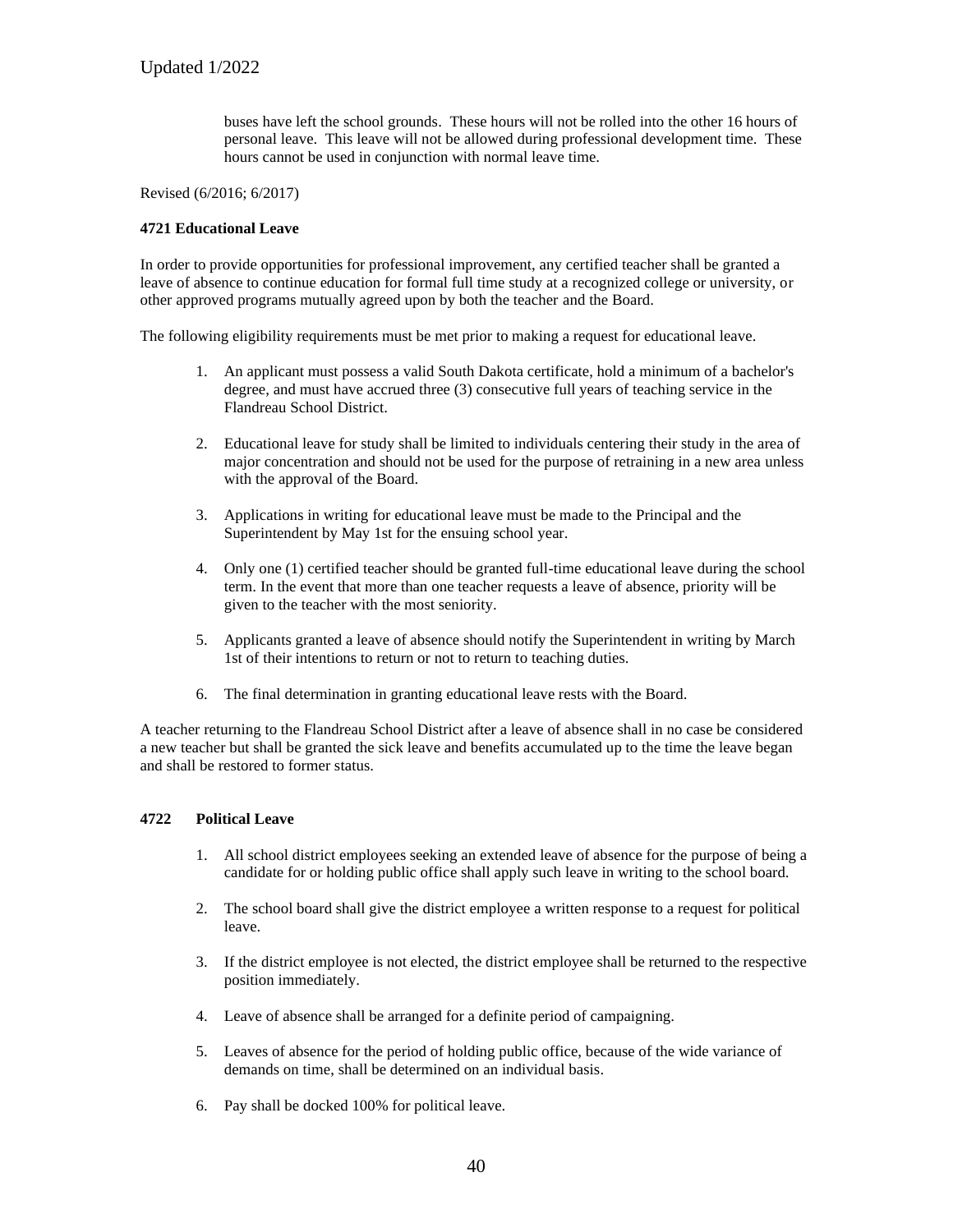buses have left the school grounds. These hours will not be rolled into the other 16 hours of personal leave. This leave will not be allowed during professional development time. These hours cannot be used in conjunction with normal leave time.

Revised (6/2016; 6/2017)

**4721 Educational Leave**

In order to provide opportunities for professional improvement, any certified teacher shall be granted a leave of absence to continue education for formal full time study at a recognized college or university, or other approved programs mutually agreed upon by both the teacher and the Board.

The following eligibility requirements must be met prior to making a request for educational leave.

1. An applicant must possess a valid South Dakota certificate, hold a minimum of a bachelor's degree, and must have accrued three (3) consecutive full years of teaching service in the Flandreau School District.

2. Educational leave for study shall be limited to individuals centering their study in the area of major concentration and should not be used for the purpose of retraining in a new area unless with the approval of the Board.

3. Applications in writing for educational leave must be made to the Principal and the Superintendent by May 1st for the ensuing school year.

4. Only one (1) certified teacher should be granted full-time educational leave during the school term. In the event that more than one teacher requests a leave of absence, priority will be given to the teacher with the most seniority.

5. Applicants granted a leave of absence should notify the Superintendent in writing by March 1st of their intentions to return or not to return to teaching duties.

6. The final determination in granting educational leave rests with the Board.

A teacher returning to the Flandreau School District after a leave of absence shall in no case be considered a new teacher but shall be granted the sick leave and benefits accumulated up to the time the leave began and shall be restored to former status.

**4722 Political Leave**

1. All school district employees seeking an extended leave of absence for the purpose of being a candidate for or holding public office shall apply such leave in writing to the school board.

2. The school board shall give the district employee a written response to a request for political leave.

3. If the district employee is not elected, the district employee shall be returned to the respective position immediately.

4. Leave of absence shall be arranged for a definite period of campaigning.

5. Leaves of absence for the period of holding public office, because of the wide variance of demands on time, shall be determined on an individual basis.

6. Pay shall be docked 100% for political leave.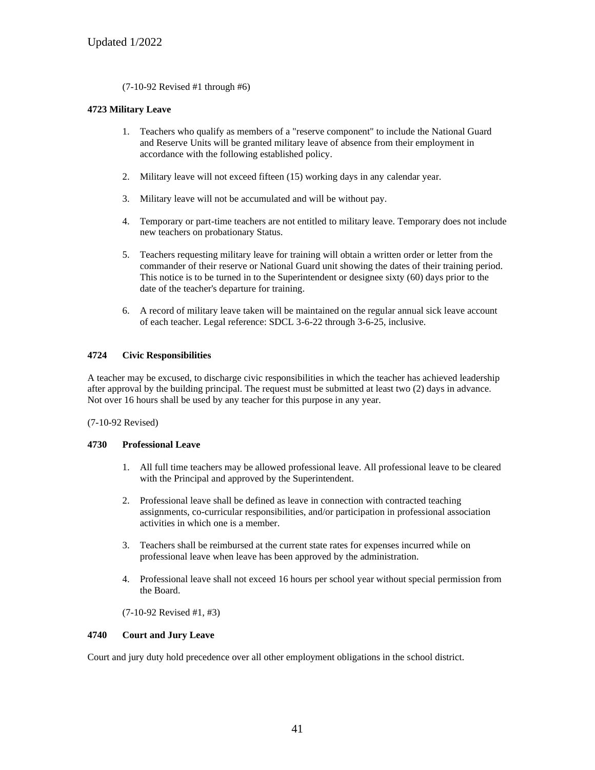(7-10-92 Revised #1 through #6)

**4723 Military Leave**

1. Teachers who qualify as members of a "reserve component" to include the National Guard and Reserve Units will be granted military leave of absence from their employment in accordance with the following established policy.

2. Military leave will not exceed fifteen (15) working days in any calendar year.

3. Military leave will not be accumulated and will be without pay.

4. Temporary or part-time teachers are not entitled to military leave. Temporary does not include new teachers on probationary Status.

5. Teachers requesting military leave for training will obtain a written order or letter from the commander of their reserve or National Guard unit showing the dates of their training period. This notice is to be turned in to the Superintendent or designee sixty (60) days prior to the date of the teacher's departure for training.

6. A record of military leave taken will be maintained on the regular annual sick leave account of each teacher. Legal reference: SDCL 3-6-22 through 3-6-25, inclusive.

**4724 Civic Responsibilities**

A teacher may be excused, to discharge civic responsibilities in which the teacher has achieved leadership after approval by the building principal. The request must be submitted at least two (2) days in advance. Not over 16 hours shall be used by any teacher for this purpose in any year.

(7-10-92 Revised)

**4730 Professional Leave**

1. All full time teachers may be allowed professional leave. All professional leave to be cleared with the Principal and approved by the Superintendent.

2. Professional leave shall be defined as leave in connection with contracted teaching assignments, co-curricular responsibilities, and/or participation in professional association activities in which one is a member.

3. Teachers shall be reimbursed at the current state rates for expenses incurred while on professional leave when leave has been approved by the administration.

4. Professional leave shall not exceed 16 hours per school year without special permission from the Board.

(7-10-92 Revised #1, #3)

**4740 Court and Jury Leave**

Court and jury duty hold precedence over all other employment obligations in the school district.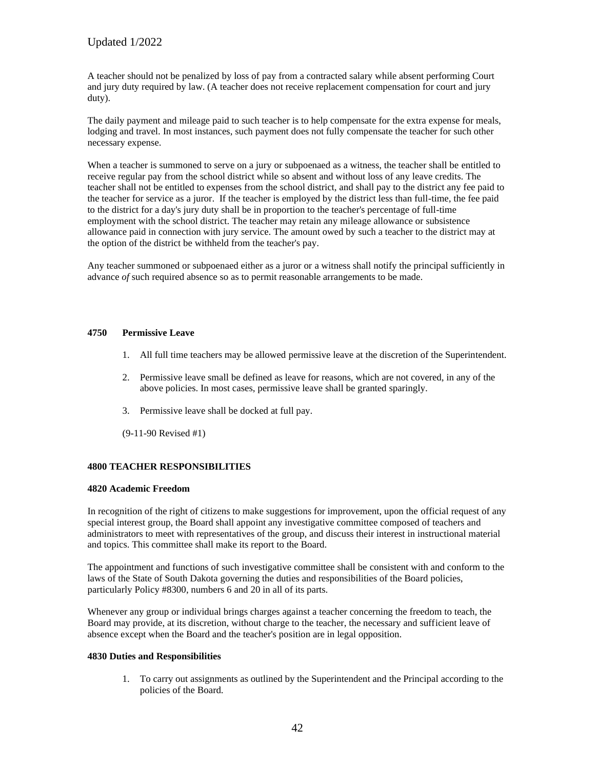A teacher should not be penalized by loss of pay from a contracted salary while absent performing Court and jury duty required by law. (A teacher does not receive replacement compensation for court and jury duty).

The daily payment and mileage paid to such teacher is to help compensate for the extra expense for meals, lodging and travel. In most instances, such payment does not fully compensate the teacher for such other necessary expense.

When a teacher is summoned to serve on a jury or subpoenaed as a witness, the teacher shall be entitled to receive regular pay from the school district while so absent and without loss of any leave credits. The teacher shall not be entitled to expenses from the school district, and shall pay to the district any fee paid to the teacher for service as a juror. If the teacher is employed by the district less than full-time, the fee paid to the district for a day's jury duty shall be in proportion to the teacher's percentage of full-time employment with the school district. The teacher may retain any mileage allowance or subsistence allowance paid in connection with jury service. The amount owed by such a teacher to the district may at the option of the district be withheld from the teacher's pay.

Any teacher summoned or subpoenaed either as a juror or a witness shall notify the principal sufficiently in advance *of* such required absence so as to permit reasonable arrangements to be made.

**4750 Permissive Leave**

1. All full time teachers may be allowed permissive leave at the discretion of the Superintendent.
2. Permissive leave small be defined as leave for reasons, which are not covered, in any of the above policies. In most cases, permissive leave shall be granted sparingly.
3. Permissive leave shall be docked at full pay.

(9-11-90 Revised #1)

**4800 TEACHER RESPONSIBILITIES**

**4820 Academic Freedom**

In recognition of the right of citizens to make suggestions for improvement, upon the official request of any special interest group, the Board shall appoint any investigative committee composed of teachers and administrators to meet with representatives of the group, and discuss their interest in instructional material and topics. This committee shall make its report to the Board.

The appointment and functions of such investigative committee shall be consistent with and conform to the laws of the State of South Dakota governing the duties and responsibilities of the Board policies, particularly Policy #8300, numbers 6 and 20 in all of its parts.

Whenever any group or individual brings charges against a teacher concerning the freedom to teach, the Board may provide, at its discretion, without charge to the teacher, the necessary and sufficient leave of absence except when the Board and the teacher's position are in legal opposition.

**4830 Duties and Responsibilities**

1. To carry out assignments as outlined by the Superintendent and the Principal according to the policies of the Board.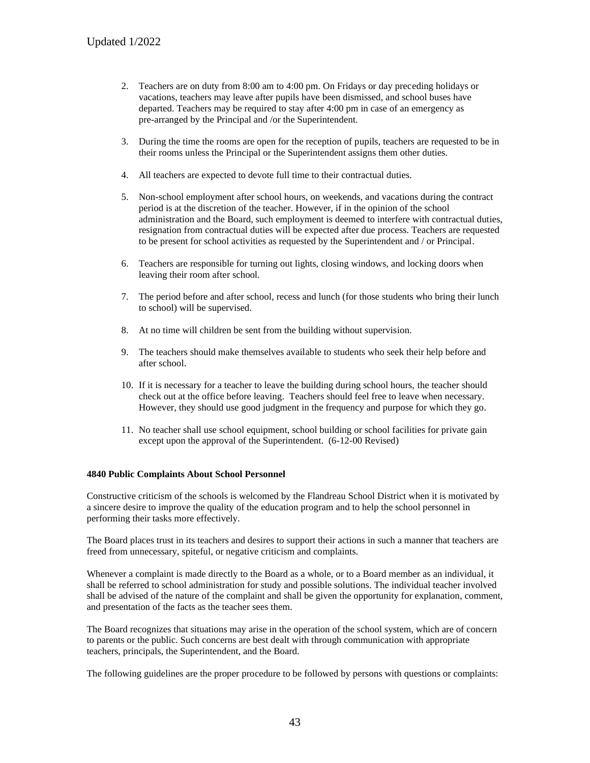2. Teachers are on duty from 8:00 am to 4:00 pm. On Fridays or day preceding holidays or vacations, teachers may leave after pupils have been dismissed, and school buses have departed. Teachers may be required to stay after 4:00 pm in case of an emergency as pre-arranged by the Principal and /or the Superintendent.

3. During the time the rooms are open for the reception of pupils, teachers are requested to be in their rooms unless the Principal or the Superintendent assigns them other duties.

4. All teachers are expected to devote full time to their contractual duties.

5. Non-school employment after school hours, on weekends, and vacations during the contract period is at the discretion of the teacher. However, if in the opinion of the school administration and the Board, such employment is deemed to interfere with contractual duties, resignation from contractual duties will be expected after due process. Teachers are requested to be present for school activities as requested by the Superintendent and / or Principal.

6. Teachers are responsible for turning out lights, closing windows, and locking doors when leaving their room after school.

7. The period before and after school, recess and lunch (for those students who bring their lunch to school) will be supervised.

8. At no time will children be sent from the building without supervision.

9. The teachers should make themselves available to students who seek their help before and after school.

10. If it is necessary for a teacher to leave the building during school hours, the teacher should check out at the office before leaving. Teachers should feel free to leave when necessary. However, they should use good judgment in the frequency and purpose for which they go.

11. No teacher shall use school equipment, school building or school facilities for private gain except upon the approval of the Superintendent. (6-12-00 Revised)

**4840 Public Complaints About School Personnel**

Constructive criticism of the schools is welcomed by the Flandreau School District when it is motivated by a sincere desire to improve the quality of the education program and to help the school personnel in performing their tasks more effectively.

The Board places trust in its teachers and desires to support their actions in such a manner that teachers are freed from unnecessary, spiteful, or negative criticism and complaints.

Whenever a complaint is made directly to the Board as a whole, or to a Board member as an individual, it shall be referred to school administration for study and possible solutions. The individual teacher involved shall be advised of the nature of the complaint and shall be given the opportunity for explanation, comment, and presentation of the facts as the teacher sees them.

The Board recognizes that situations may arise in the operation of the school system, which are of concern to parents or the public. Such concerns are best dealt with through communication with appropriate teachers, principals, the Superintendent, and the Board.

The following guidelines are the proper procedure to be followed by persons with questions or complaints: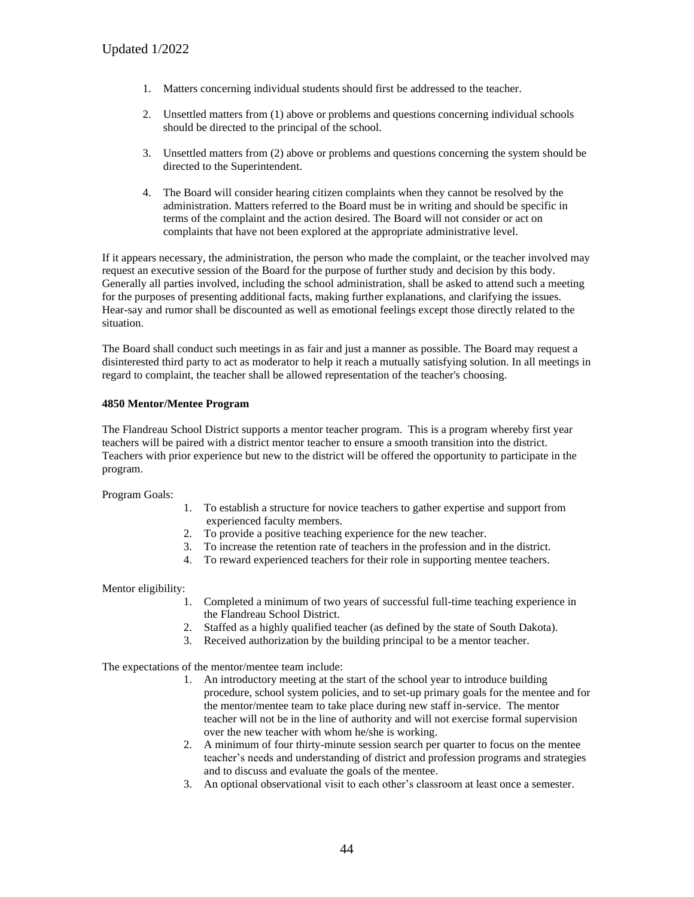1. Matters concerning individual students should first be addressed to the teacher.

2. Unsettled matters from (1) above or problems and questions concerning individual schools should be directed to the principal of the school.

3. Unsettled matters from (2) above or problems and questions concerning the system should be directed to the Superintendent.

4. The Board will consider hearing citizen complaints when they cannot be resolved by the administration. Matters referred to the Board must be in writing and should be specific in terms of the complaint and the action desired. The Board will not consider or act on complaints that have not been explored at the appropriate administrative level.

If it appears necessary, the administration, the person who made the complaint, or the teacher involved may request an executive session of the Board for the purpose of further study and decision by this body. Generally all parties involved, including the school administration, shall be asked to attend such a meeting for the purposes of presenting additional facts, making further explanations, and clarifying the issues. Hear-say and rumor shall be discounted as well as emotional feelings except those directly related to the situation.

The Board shall conduct such meetings in as fair and just a manner as possible. The Board may request a disinterested third party to act as moderator to help it reach a mutually satisfying solution. In all meetings in regard to complaint, the teacher shall be allowed representation of the teacher's choosing.

**4850 Mentor/Mentee Program**

The Flandreau School District supports a mentor teacher program. This is a program whereby first year teachers will be paired with a district mentor teacher to ensure a smooth transition into the district. Teachers with prior experience but new to the district will be offered the opportunity to participate in the program.

Program Goals:

1. To establish a structure for novice teachers to gather expertise and support from experienced faculty members.
2. To provide a positive teaching experience for the new teacher.
3. To increase the retention rate of teachers in the profession and in the district.
4. To reward experienced teachers for their role in supporting mentee teachers.

Mentor eligibility:

1. Completed a minimum of two years of successful full-time teaching experience in the Flandreau School District.
2. Staffed as a highly qualified teacher (as defined by the state of South Dakota).
3. Received authorization by the building principal to be a mentor teacher.

The expectations of the mentor/mentee team include:

1. An introductory meeting at the start of the school year to introduce building procedure, school system policies, and to set-up primary goals for the mentee and for the mentor/mentee team to take place during new staff in-service. The mentor teacher will not be in the line of authority and will not exercise formal supervision over the new teacher with whom he/she is working.
2. A minimum of four thirty-minute session search per quarter to focus on the mentee teacher's needs and understanding of district and profession programs and strategies and to discuss and evaluate the goals of the mentee.
3. An optional observational visit to each other's classroom at least once a semester.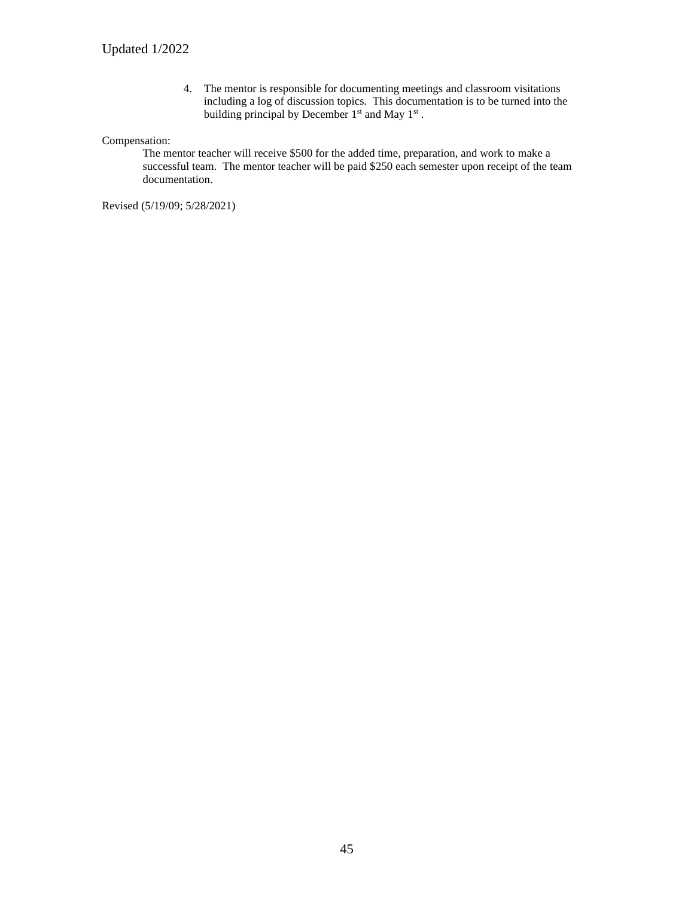4. The mentor is responsible for documenting meetings and classroom visitations including a log of discussion topics. This documentation is to be turned into the building principal by December 1st and May 1st .

Compensation:

The mentor teacher will receive $500 for the added time, preparation, and work to make a successful team. The mentor teacher will be paid $250 each semester upon receipt of the team documentation.

Revised (5/19/09; 5/28/2021)